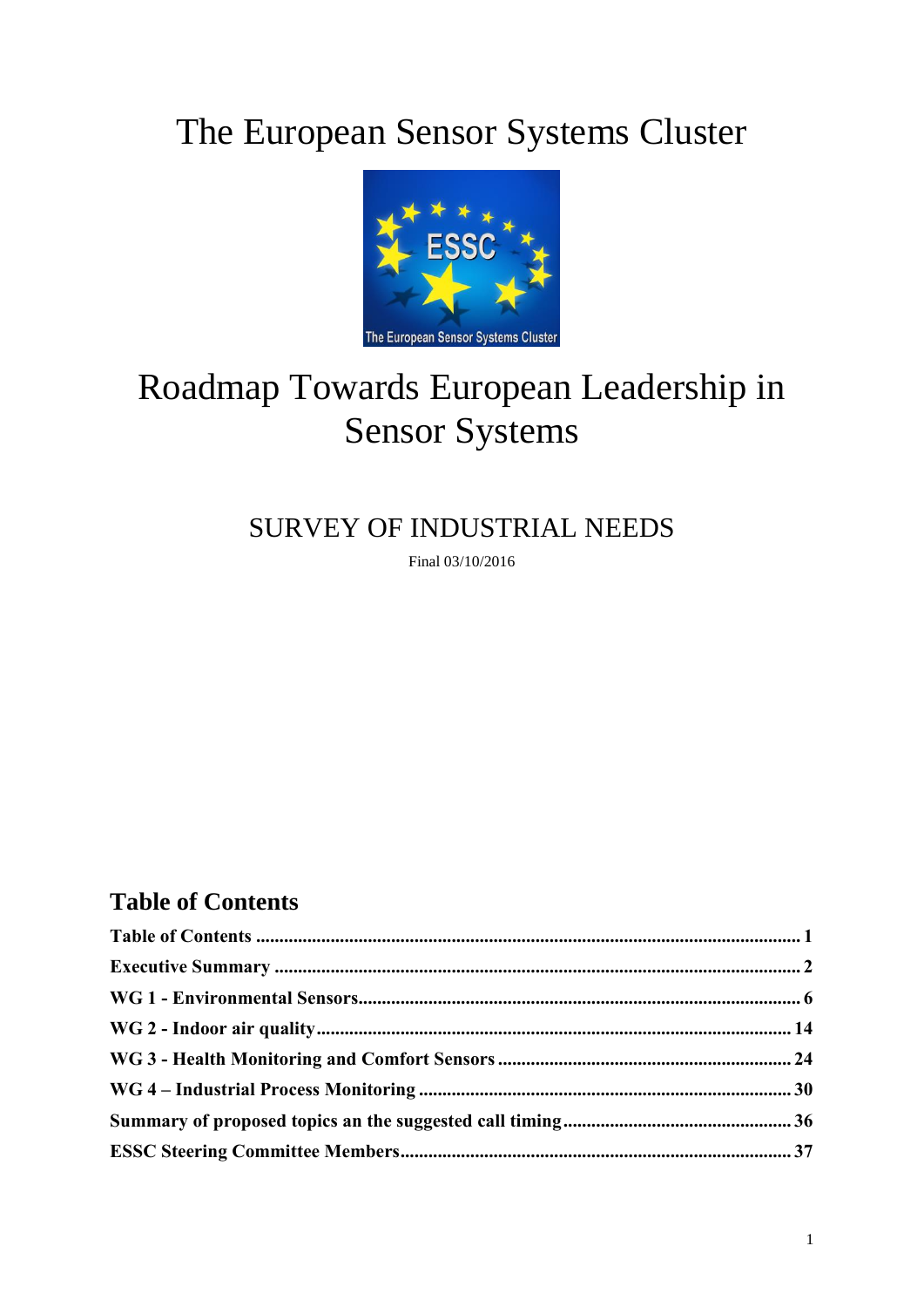# The European Sensor Systems Cluster

# Roadmap Towards European Leadership in Sensor Systems

## SURVEY OF INDUSTRIAL NEEDS

Final 03/10/2016

## Table of Contents

**Table of Contents** ..... **1**

**Executive Summary** ..... **2**

**WG 1 - Environmental Sensors** ..... **6**

**WG 2 - Indoor air quality** ..... **14**

**WG 3 - Health Monitoring and Comfort Sensors** ..... **24**

**WG 4 – Industrial Process Monitoring** ..... **30**

**Summary of proposed topics an the suggested call timing** ..... **36**

**ESSC Steering Committee Members** ..... **37**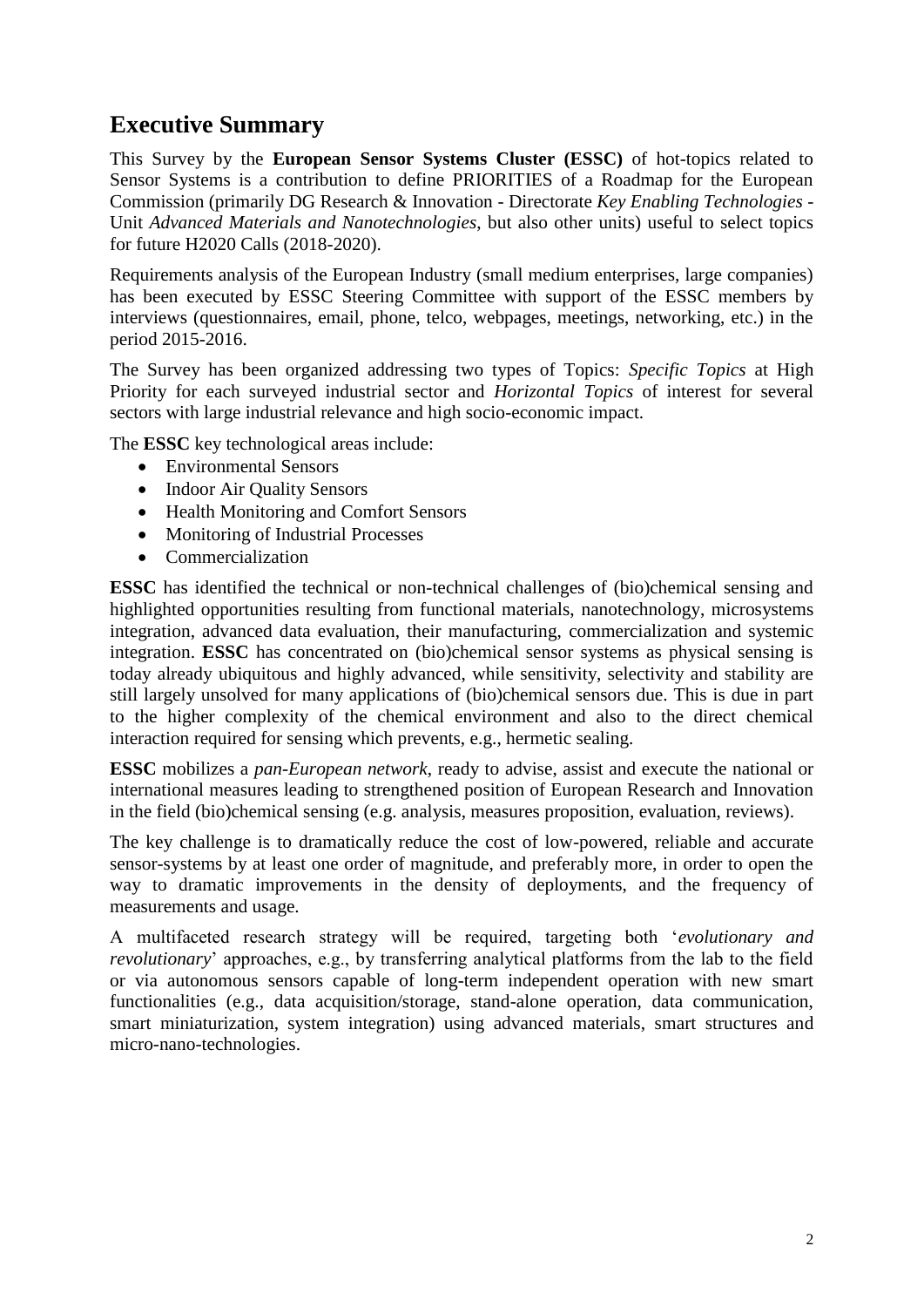## Executive Summary

This Survey by the **European Sensor Systems Cluster (ESSC)** of hot-topics related to Sensor Systems is a contribution to define PRIORITIES of a Roadmap for the European Commission (primarily DG Research & Innovation - Directorate *Key Enabling Technologies* - Unit *Advanced Materials and Nanotechnologies*, but also other units) useful to select topics for future H2020 Calls (2018-2020).

Requirements analysis of the European Industry (small medium enterprises, large companies) has been executed by ESSC Steering Committee with support of the ESSC members by interviews (questionnaires, email, phone, telco, webpages, meetings, networking, etc.) in the period 2015-2016.

The Survey has been organized addressing two types of Topics: *Specific Topics* at High Priority for each surveyed industrial sector and *Horizontal Topics* of interest for several sectors with large industrial relevance and high socio-economic impact.

The **ESSC** key technological areas include:

- Environmental Sensors
- Indoor Air Quality Sensors
- Health Monitoring and Comfort Sensors
- Monitoring of Industrial Processes
- Commercialization

**ESSC** has identified the technical or non-technical challenges of (bio)chemical sensing and highlighted opportunities resulting from functional materials, nanotechnology, microsystems integration, advanced data evaluation, their manufacturing, commercialization and systemic integration. **ESSC** has concentrated on (bio)chemical sensor systems as physical sensing is today already ubiquitous and highly advanced, while sensitivity, selectivity and stability are still largely unsolved for many applications of (bio)chemical sensors due. This is due in part to the higher complexity of the chemical environment and also to the direct chemical interaction required for sensing which prevents, e.g., hermetic sealing.

**ESSC** mobilizes a *pan-European network*, ready to advise, assist and execute the national or international measures leading to strengthened position of European Research and Innovation in the field (bio)chemical sensing (e.g. analysis, measures proposition, evaluation, reviews).

The key challenge is to dramatically reduce the cost of low-powered, reliable and accurate sensor-systems by at least one order of magnitude, and preferably more, in order to open the way to dramatic improvements in the density of deployments, and the frequency of measurements and usage.

A multifaceted research strategy will be required, targeting both '*evolutionary and revolutionary*' approaches, e.g., by transferring analytical platforms from the lab to the field or via autonomous sensors capable of long-term independent operation with new smart functionalities (e.g., data acquisition/storage, stand-alone operation, data communication, smart miniaturization, system integration) using advanced materials, smart structures and micro-nano-technologies.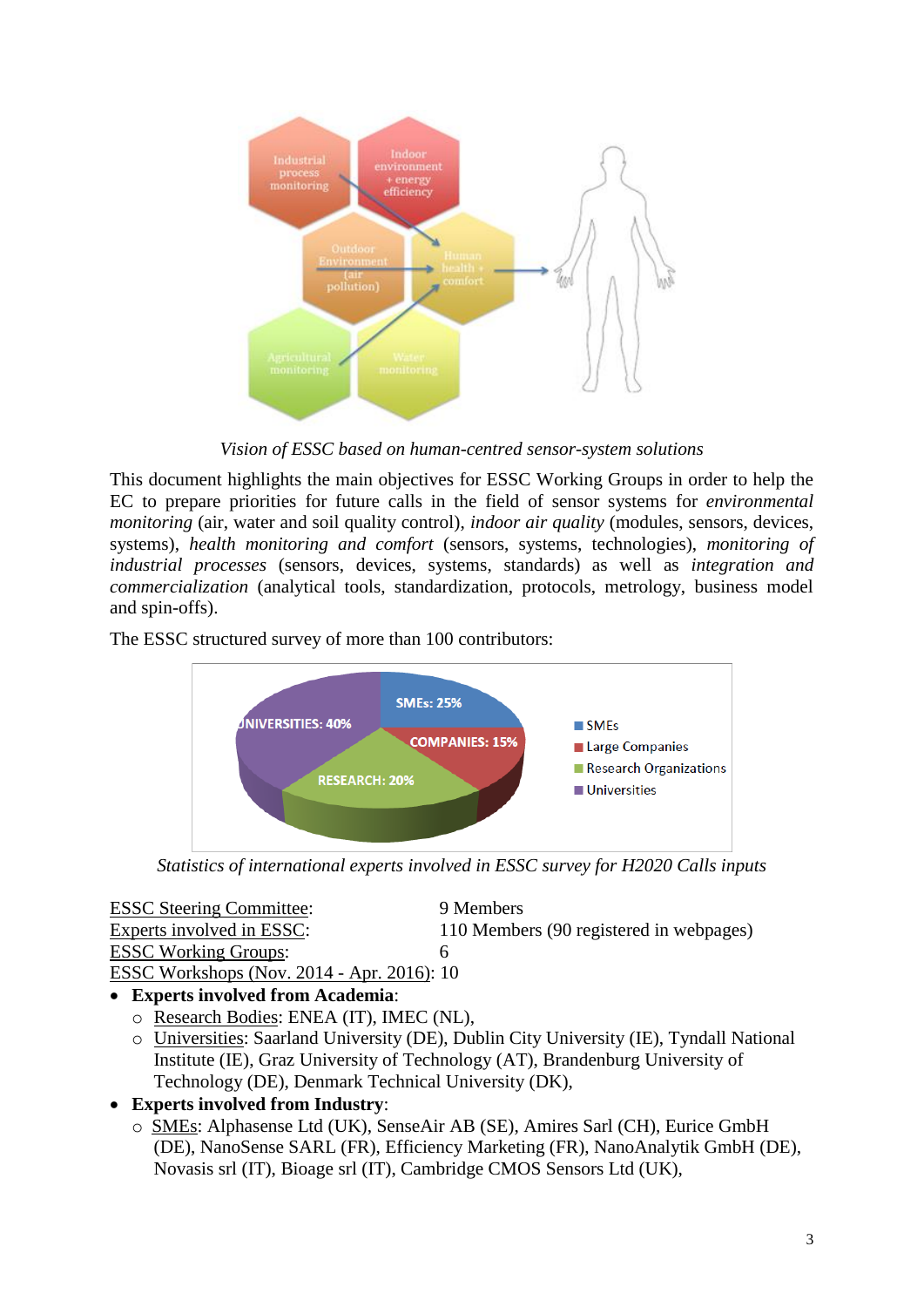*Vision of ESSC based on human-centred sensor-system solutions*

This document highlights the main objectives for ESSC Working Groups in order to help the EC to prepare priorities for future calls in the field of sensor systems for *environmental monitoring* (air, water and soil quality control), *indoor air quality* (modules, sensors, devices, systems), *health monitoring and comfort* (sensors, systems, technologies), *monitoring of industrial processes* (sensors, devices, systems, standards) as well as *integration and commercialization* (analytical tools, standardization, protocols, metrology, business model and spin-offs).

The ESSC structured survey of more than 100 contributors:

*Statistics of international experts involved in ESSC survey for H2020 Calls inputs*

ESSC Steering Committee: 9 Members
ESSC Experts involved in ESSC: 110 Members (90 registered in webpages)
ESSC Working Groups: 6
ESSC Workshops (Nov. 2014 - Apr. 2016): 10

- **Experts involved from Academia**:
  - Research Bodies: ENEA (IT), IMEC (NL),
  - Universities: Saarland University (DE), Dublin City University (IE), Tyndall National Institute (IE), Graz University of Technology (AT), Brandenburg University of Technology (DE), Denmark Technical University (DK),
- **Experts involved from Industry**:
  - SMEs: Alphasense Ltd (UK), SenseAir AB (SE), Amires Sarl (CH), Eurice GmbH (DE), NanoSense SARL (FR), Efficiency Marketing (FR), NanoAnalytik GmbH (DE), Novasis srl (IT), Bioage srl (IT), Cambridge CMOS Sensors Ltd (UK),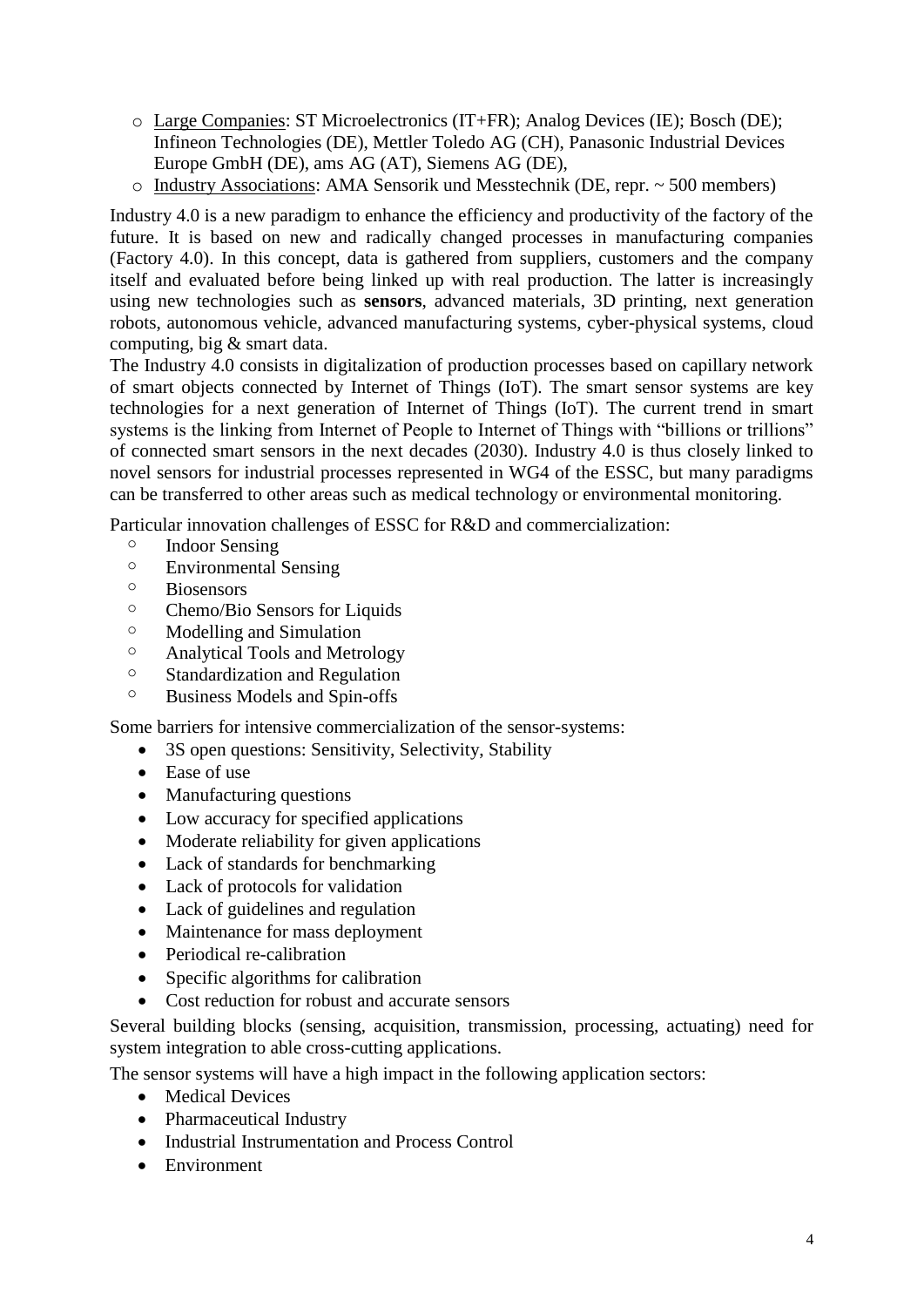- Large Companies: ST Microelectronics (IT+FR); Analog Devices (IE); Bosch (DE); Infineon Technologies (DE), Mettler Toledo AG (CH), Panasonic Industrial Devices Europe GmbH (DE), ams AG (AT), Siemens AG (DE),
- Industry Associations: AMA Sensorik und Messtechnik (DE, repr. ~ 500 members)

Industry 4.0 is a new paradigm to enhance the efficiency and productivity of the factory of the future. It is based on new and radically changed processes in manufacturing companies (Factory 4.0). In this concept, data is gathered from suppliers, customers and the company itself and evaluated before being linked up with real production. The latter is increasingly using new technologies such as **sensors**, advanced materials, 3D printing, next generation robots, autonomous vehicle, advanced manufacturing systems, cyber-physical systems, cloud computing, big & smart data.

The Industry 4.0 consists in digitalization of production processes based on capillary network of smart objects connected by Internet of Things (IoT). The smart sensor systems are key technologies for a next generation of Internet of Things (IoT). The current trend in smart systems is the linking from Internet of People to Internet of Things with "billions or trillions" of connected smart sensors in the next decades (2030). Industry 4.0 is thus closely linked to novel sensors for industrial processes represented in WG4 of the ESSC, but many paradigms can be transferred to other areas such as medical technology or environmental monitoring.

Particular innovation challenges of ESSC for R&D and commercialization:

- Indoor Sensing
- Environmental Sensing
- Biosensors
- Chemo/Bio Sensors for Liquids
- Modelling and Simulation
- Analytical Tools and Metrology
- Standardization and Regulation
- Business Models and Spin-offs

Some barriers for intensive commercialization of the sensor-systems:

- 3S open questions: Sensitivity, Selectivity, Stability
- Ease of use
- Manufacturing questions
- Low accuracy for specified applications
- Moderate reliability for given applications
- Lack of standards for benchmarking
- Lack of protocols for validation
- Lack of guidelines and regulation
- Maintenance for mass deployment
- Periodical re-calibration
- Specific algorithms for calibration
- Cost reduction for robust and accurate sensors

Several building blocks (sensing, acquisition, transmission, processing, actuating) need for system integration to able cross-cutting applications.

The sensor systems will have a high impact in the following application sectors:

- Medical Devices
- Pharmaceutical Industry
- Industrial Instrumentation and Process Control
- Environment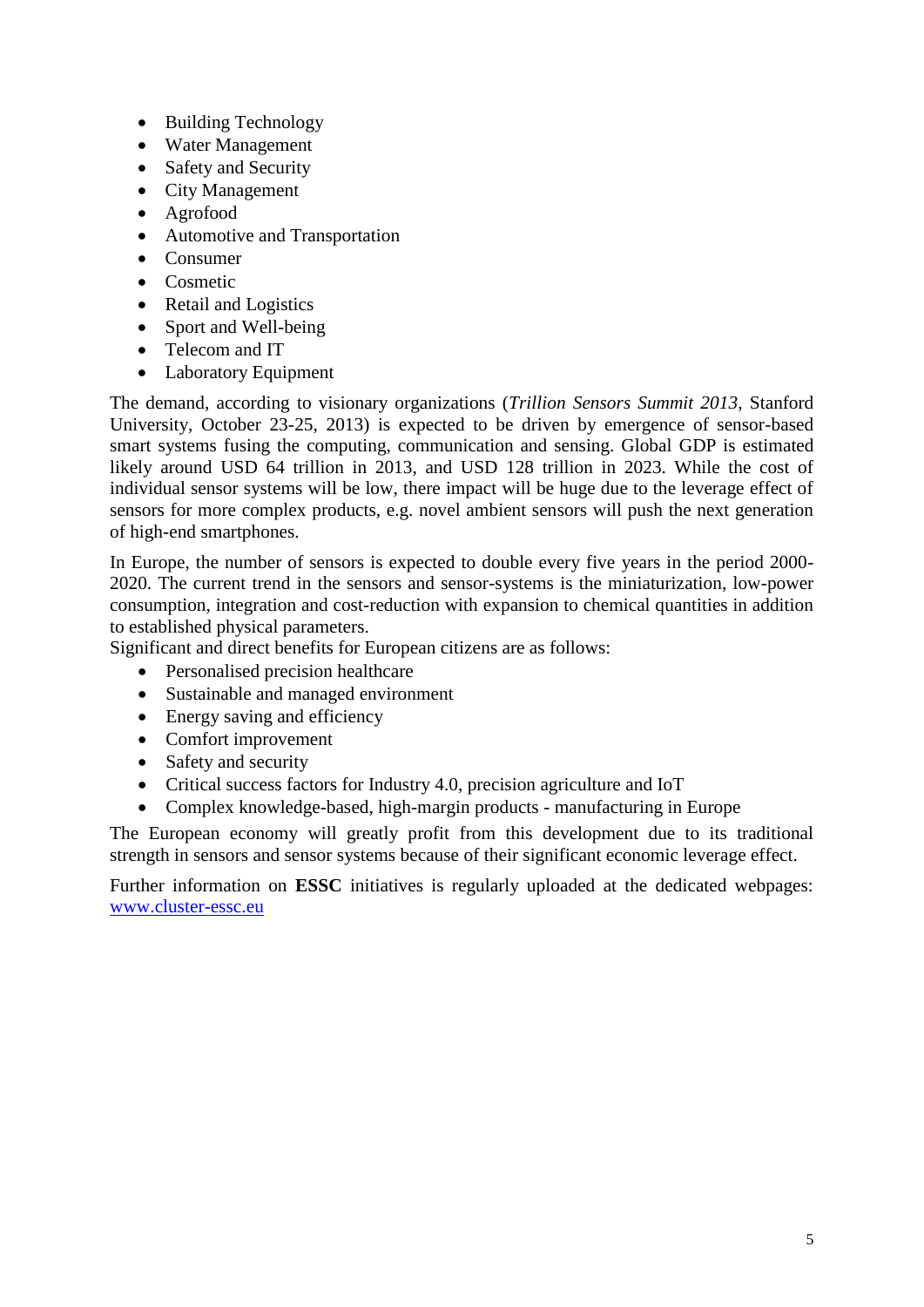- Building Technology
- Water Management
- Safety and Security
- City Management
- Agrofood
- Automotive and Transportation
- Consumer
- Cosmetic
- Retail and Logistics
- Sport and Well-being
- Telecom and IT
- Laboratory Equipment

The demand, according to visionary organizations (*Trillion Sensors Summit 2013*, Stanford University, October 23-25, 2013) is expected to be driven by emergence of sensor-based smart systems fusing the computing, communication and sensing. Global GDP is estimated likely around USD 64 trillion in 2013, and USD 128 trillion in 2023. While the cost of individual sensor systems will be low, there impact will be huge due to the leverage effect of sensors for more complex products, e.g. novel ambient sensors will push the next generation of high-end smartphones.

In Europe, the number of sensors is expected to double every five years in the period 2000-2020. The current trend in the sensors and sensor-systems is the miniaturization, low-power consumption, integration and cost-reduction with expansion to chemical quantities in addition to established physical parameters.

Significant and direct benefits for European citizens are as follows:

- Personalised precision healthcare
- Sustainable and managed environment
- Energy saving and efficiency
- Comfort improvement
- Safety and security
- Critical success factors for Industry 4.0, precision agriculture and IoT
- Complex knowledge-based, high-margin products - manufacturing in Europe

The European economy will greatly profit from this development due to its traditional strength in sensors and sensor systems because of their significant economic leverage effect.

Further information on **ESSC** initiatives is regularly uploaded at the dedicated webpages: [www.cluster-essc.eu](www.cluster-essc.eu)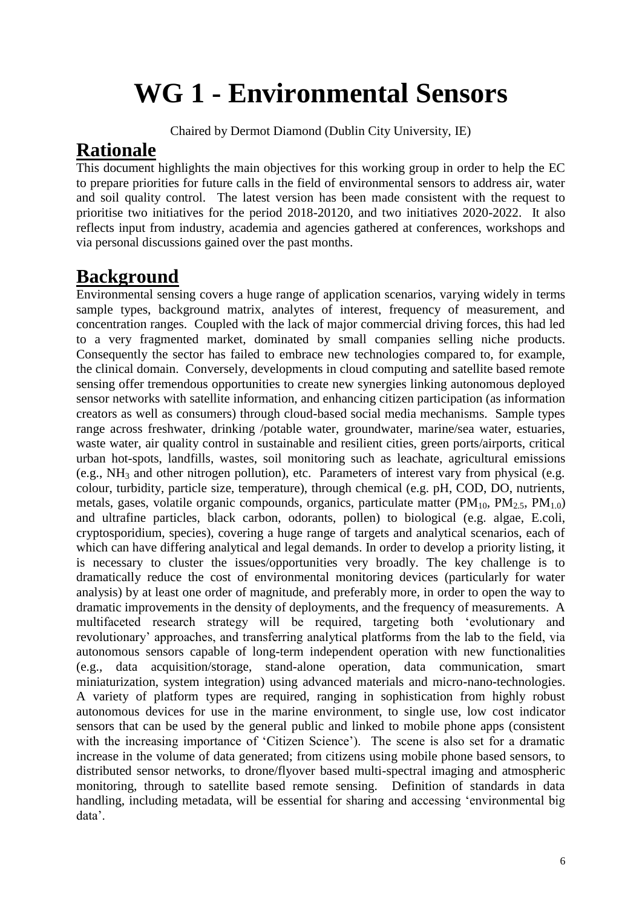# WG 1 - Environmental Sensors

Chaired by Dermot Diamond (Dublin City University, IE)

## Rationale

This document highlights the main objectives for this working group in order to help the EC to prepare priorities for future calls in the field of environmental sensors to address air, water and soil quality control. The latest version has been made consistent with the request to prioritise two initiatives for the period 2018-20120, and two initiatives 2020-2022. It also reflects input from industry, academia and agencies gathered at conferences, workshops and via personal discussions gained over the past months.

## Background

Environmental sensing covers a huge range of application scenarios, varying widely in terms sample types, background matrix, analytes of interest, frequency of measurement, and concentration ranges. Coupled with the lack of major commercial driving forces, this had led to a very fragmented market, dominated by small companies selling niche products. Consequently the sector has failed to embrace new technologies compared to, for example, the clinical domain. Conversely, developments in cloud computing and satellite based remote sensing offer tremendous opportunities to create new synergies linking autonomous deployed sensor networks with satellite information, and enhancing citizen participation (as information creators as well as consumers) through cloud-based social media mechanisms. Sample types range across freshwater, drinking /potable water, groundwater, marine/sea water, estuaries, waste water, air quality control in sustainable and resilient cities, green ports/airports, critical urban hot-spots, landfills, wastes, soil monitoring such as leachate, agricultural emissions (e.g., $NH_3$ and other nitrogen pollution), etc. Parameters of interest vary from physical (e.g. colour, turbidity, particle size, temperature), through chemical (e.g. pH, COD, DO, nutrients, metals, gases, volatile organic compounds, organics, particulate matter ($PM_{10}$, $PM_{2.5}$, $PM_{1.0}$) and ultrafine particles, black carbon, odorants, pollen) to biological (e.g. algae, E.coli, cryptosporidium, species), covering a huge range of targets and analytical scenarios, each of which can have differing analytical and legal demands. In order to develop a priority listing, it is necessary to cluster the issues/opportunities very broadly. The key challenge is to dramatically reduce the cost of environmental monitoring devices (particularly for water analysis) by at least one order of magnitude, and preferably more, in order to open the way to dramatic improvements in the density of deployments, and the frequency of measurements. A multifaceted research strategy will be required, targeting both 'evolutionary and revolutionary' approaches, and transferring analytical platforms from the lab to the field, via autonomous sensors capable of long-term independent operation with new functionalities (e.g., data acquisition/storage, stand-alone operation, data communication, smart miniaturization, system integration) using advanced materials and micro-nano-technologies. A variety of platform types are required, ranging in sophistication from highly robust autonomous devices for use in the marine environment, to single use, low cost indicator sensors that can be used by the general public and linked to mobile phone apps (consistent with the increasing importance of 'Citizen Science'). The scene is also set for a dramatic increase in the volume of data generated; from citizens using mobile phone based sensors, to distributed sensor networks, to drone/flyover based multi-spectral imaging and atmospheric monitoring, through to satellite based remote sensing. Definition of standards in data handling, including metadata, will be essential for sharing and accessing 'environmental big data'.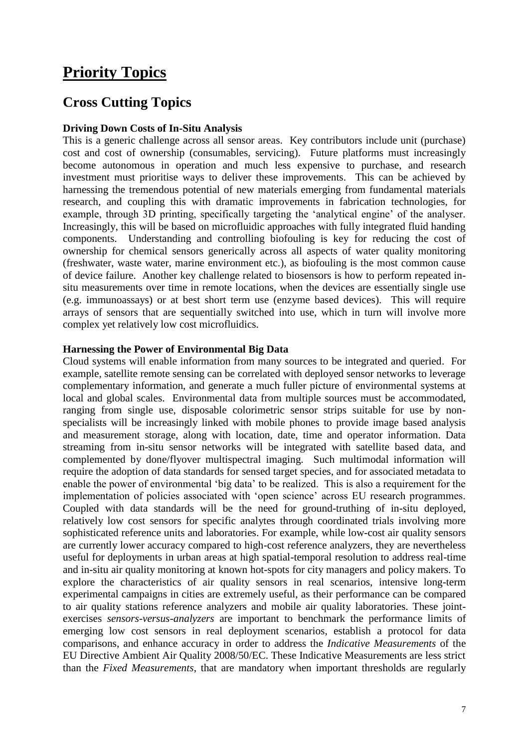# Priority Topics

## Cross Cutting Topics

**Driving Down Costs of In-Situ Analysis**

This is a generic challenge across all sensor areas. Key contributors include unit (purchase) cost and cost of ownership (consumables, servicing). Future platforms must increasingly become autonomous in operation and much less expensive to purchase, and research investment must prioritise ways to deliver these improvements. This can be achieved by harnessing the tremendous potential of new materials emerging from fundamental materials research, and coupling this with dramatic improvements in fabrication technologies, for example, through 3D printing, specifically targeting the 'analytical engine' of the analyser. Increasingly, this will be based on microfluidic approaches with fully integrated fluid handing components. Understanding and controlling biofouling is key for reducing the cost of ownership for chemical sensors generically across all aspects of water quality monitoring (freshwater, waste water, marine environment etc.), as biofouling is the most common cause of device failure. Another key challenge related to biosensors is how to perform repeated in-situ measurements over time in remote locations, when the devices are essentially single use (e.g. immunoassays) or at best short term use (enzyme based devices). This will require arrays of sensors that are sequentially switched into use, which in turn will involve more complex yet relatively low cost microfluidics.

**Harnessing the Power of Environmental Big Data**

Cloud systems will enable information from many sources to be integrated and queried. For example, satellite remote sensing can be correlated with deployed sensor networks to leverage complementary information, and generate a much fuller picture of environmental systems at local and global scales. Environmental data from multiple sources must be accommodated, ranging from single use, disposable colorimetric sensor strips suitable for use by non-specialists will be increasingly linked with mobile phones to provide image based analysis and measurement storage, along with location, date, time and operator information. Data streaming from in-situ sensor networks will be integrated with satellite based data, and complemented by done/flyover multispectral imaging. Such multimodal information will require the adoption of data standards for sensed target species, and for associated metadata to enable the power of environmental 'big data' to be realized. This is also a requirement for the implementation of policies associated with 'open science' across EU research programmes. Coupled with data standards will be the need for ground-truthing of in-situ deployed, relatively low cost sensors for specific analytes through coordinated trials involving more sophisticated reference units and laboratories. For example, while low-cost air quality sensors are currently lower accuracy compared to high-cost reference analyzers, they are nevertheless useful for deployments in urban areas at high spatial-temporal resolution to address real-time and in-situ air quality monitoring at known hot-spots for city managers and policy makers. To explore the characteristics of air quality sensors in real scenarios, intensive long-term experimental campaigns in cities are extremely useful, as their performance can be compared to air quality stations reference analyzers and mobile air quality laboratories. These joint-exercises *sensors-versus-analyzers* are important to benchmark the performance limits of emerging low cost sensors in real deployment scenarios, establish a protocol for data comparisons, and enhance accuracy in order to address the *Indicative Measurements* of the EU Directive Ambient Air Quality 2008/50/EC. These Indicative Measurements are less strict than the *Fixed Measurements*, that are mandatory when important thresholds are regularly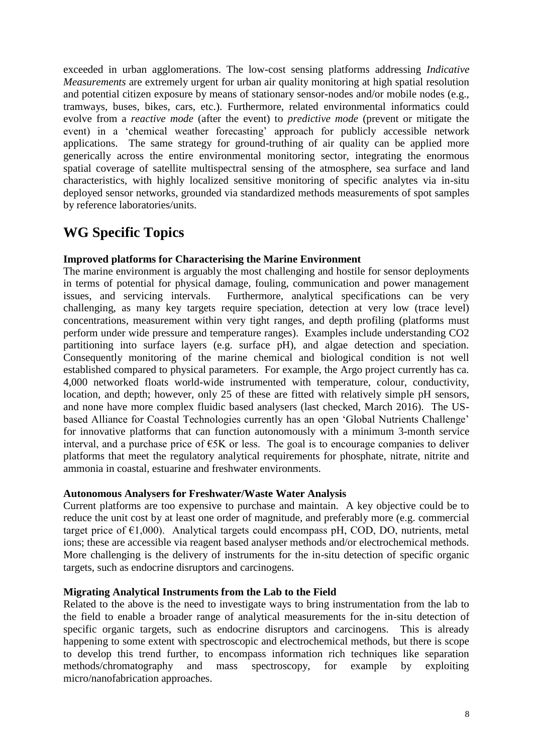exceeded in urban agglomerations. The low-cost sensing platforms addressing *Indicative Measurements* are extremely urgent for urban air quality monitoring at high spatial resolution and potential citizen exposure by means of stationary sensor-nodes and/or mobile nodes (e.g., tramways, buses, bikes, cars, etc.). Furthermore, related environmental informatics could evolve from a *reactive mode* (after the event) to *predictive mode* (prevent or mitigate the event) in a 'chemical weather forecasting' approach for publicly accessible network applications. The same strategy for ground-truthing of air quality can be applied more generically across the entire environmental monitoring sector, integrating the enormous spatial coverage of satellite multispectral sensing of the atmosphere, sea surface and land characteristics, with highly localized sensitive monitoring of specific analytes via in-situ deployed sensor networks, grounded via standardized methods measurements of spot samples by reference laboratories/units.

## WG Specific Topics

**Improved platforms for Characterising the Marine Environment**

The marine environment is arguably the most challenging and hostile for sensor deployments in terms of potential for physical damage, fouling, communication and power management issues, and servicing intervals. Furthermore, analytical specifications can be very challenging, as many key targets require speciation, detection at very low (trace level) concentrations, measurement within very tight ranges, and depth profiling (platforms must perform under wide pressure and temperature ranges). Examples include understanding $CO_2$ partitioning into surface layers (e.g. surface pH), and algae detection and speciation. Consequently monitoring of the marine chemical and biological condition is not well established compared to physical parameters. For example, the Argo project currently has ca. 4,000 networked floats world-wide instrumented with temperature, colour, conductivity, location, and depth; however, only 25 of these are fitted with relatively simple pH sensors, and none have more complex fluidic based analysers (last checked, March 2016). The US-based Alliance for Coastal Technologies currently has an open 'Global Nutrients Challenge' for innovative platforms that can function autonomously with a minimum 3-month service interval, and a purchase price of €5K or less. The goal is to encourage companies to deliver platforms that meet the regulatory analytical requirements for phosphate, nitrate, nitrite and ammonia in coastal, estuarine and freshwater environments.

**Autonomous Analysers for Freshwater/Waste Water Analysis**

Current platforms are too expensive to purchase and maintain. A key objective could be to reduce the unit cost by at least one order of magnitude, and preferably more (e.g. commercial target price of €1,000). Analytical targets could encompass pH, COD, DO, nutrients, metal ions; these are accessible via reagent based analyser methods and/or electrochemical methods. More challenging is the delivery of instruments for the in-situ detection of specific organic targets, such as endocrine disruptors and carcinogens.

**Migrating Analytical Instruments from the Lab to the Field**

Related to the above is the need to investigate ways to bring instrumentation from the lab to the field to enable a broader range of analytical measurements for the in-situ detection of specific organic targets, such as endocrine disruptors and carcinogens. This is already happening to some extent with spectroscopic and electrochemical methods, but there is scope to develop this trend further, to encompass information rich techniques like separation methods/chromatography and mass spectroscopy, for example by exploiting micro/nanofabrication approaches.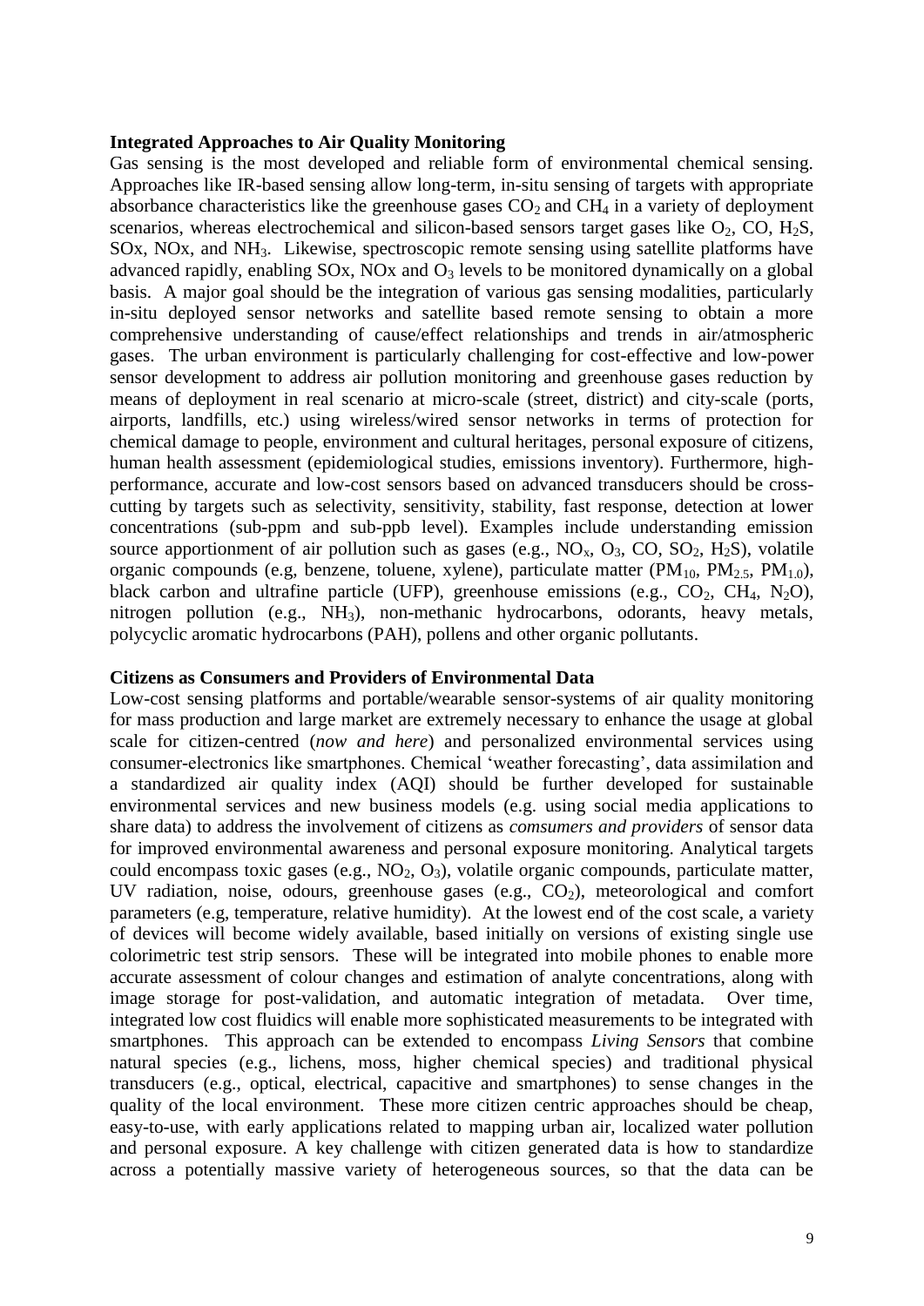**Integrated Approaches to Air Quality Monitoring**

Gas sensing is the most developed and reliable form of environmental chemical sensing. Approaches like IR-based sensing allow long-term, in-situ sensing of targets with appropriate absorbance characteristics like the greenhouse gases $CO_2$ and $CH_4$ in a variety of deployment scenarios, whereas electrochemical and silicon-based sensors target gases like $O_2$, CO, $H_2S$, SOx, NOx, and $NH_3$. Likewise, spectroscopic remote sensing using satellite platforms have advanced rapidly, enabling SOx, NOx and $O_3$ levels to be monitored dynamically on a global basis. A major goal should be the integration of various gas sensing modalities, particularly in-situ deployed sensor networks and satellite based remote sensing to obtain a more comprehensive understanding of cause/effect relationships and trends in air/atmospheric gases. The urban environment is particularly challenging for cost-effective and low-power sensor development to address air pollution monitoring and greenhouse gases reduction by means of deployment in real scenario at micro-scale (street, district) and city-scale (ports, airports, landfills, etc.) using wireless/wired sensor networks in terms of protection for chemical damage to people, environment and cultural heritages, personal exposure of citizens, human health assessment (epidemiological studies, emissions inventory). Furthermore, high-performance, accurate and low-cost sensors based on advanced transducers should be cross-cutting by targets such as selectivity, sensitivity, stability, fast response, detection at lower concentrations (sub-ppm and sub-ppb level). Examples include understanding emission source apportionment of air pollution such as gases (e.g., $NO_x$, $O_3$, CO, $SO_2$, $H_2S$), volatile organic compounds (e.g, benzene, toluene, xylene), particulate matter ($PM_{10}$, $PM_{2.5}$, $PM_{1.0}$), black carbon and ultrafine particle (UFP), greenhouse emissions (e.g., $CO_2$, $CH_4$, $N_2O$), nitrogen pollution (e.g., $NH_3$), non-methanic hydrocarbons, odorants, heavy metals, polycyclic aromatic hydrocarbons (PAH), pollens and other organic pollutants.

**Citizens as Consumers and Providers of Environmental Data**

Low-cost sensing platforms and portable/wearable sensor-systems of air quality monitoring for mass production and large market are extremely necessary to enhance the usage at global scale for citizen-centred (*now and here*) and personalized environmental services using consumer-electronics like smartphones. Chemical 'weather forecasting', data assimilation and a standardized air quality index (AQI) should be further developed for sustainable environmental services and new business models (e.g. using social media applications to share data) to address the involvement of citizens as *comsumers and providers* of sensor data for improved environmental awareness and personal exposure monitoring. Analytical targets could encompass toxic gases (e.g., $NO_2$, $O_3$), volatile organic compounds, particulate matter, UV radiation, noise, odours, greenhouse gases (e.g., $CO_2$), meteorological and comfort parameters (e.g, temperature, relative humidity). At the lowest end of the cost scale, a variety of devices will become widely available, based initially on versions of existing single use colorimetric test strip sensors. These will be integrated into mobile phones to enable more accurate assessment of colour changes and estimation of analyte concentrations, along with image storage for post-validation, and automatic integration of metadata. Over time, integrated low cost fluidics will enable more sophisticated measurements to be integrated with smartphones. This approach can be extended to encompass *Living Sensors* that combine natural species (e.g., lichens, moss, higher chemical species) and traditional physical transducers (e.g., optical, electrical, capacitive and smartphones) to sense changes in the quality of the local environment. These more citizen centric approaches should be cheap, easy-to-use, with early applications related to mapping urban air, localized water pollution and personal exposure. A key challenge with citizen generated data is how to standardize across a potentially massive variety of heterogeneous sources, so that the data can be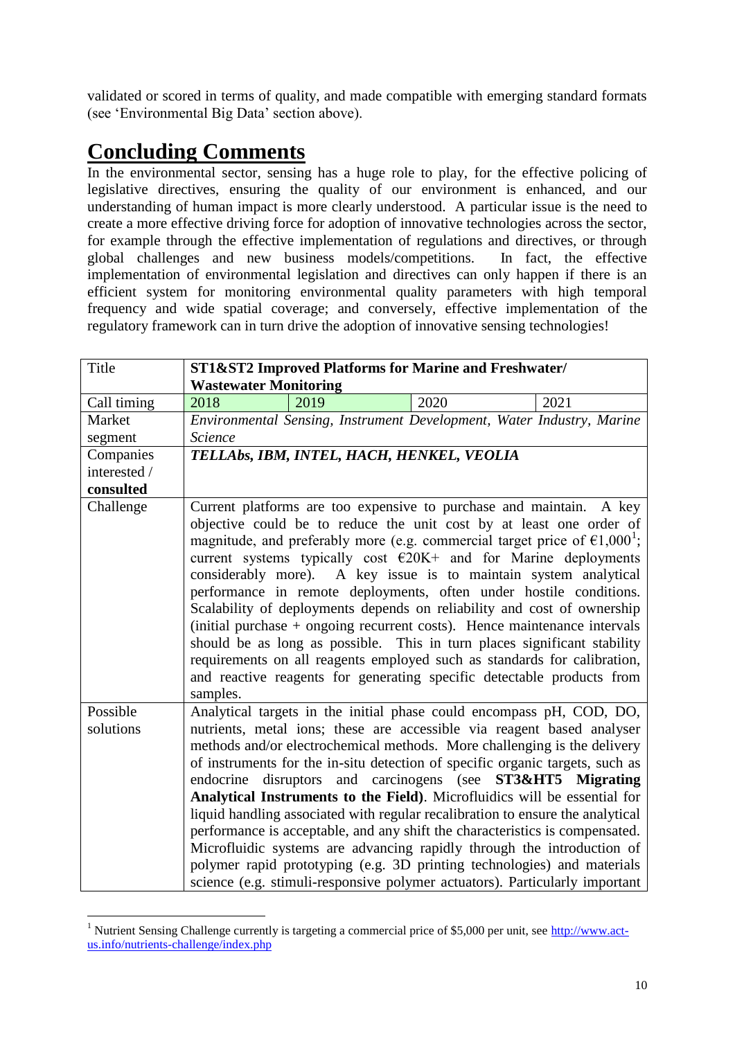validated or scored in terms of quality, and made compatible with emerging standard formats (see 'Environmental Big Data' section above).

# Concluding Comments

In the environmental sector, sensing has a huge role to play, for the effective policing of legislative directives, ensuring the quality of our environment is enhanced, and our understanding of human impact is more clearly understood. A particular issue is the need to create a more effective driving force for adoption of innovative technologies across the sector, for example through the effective implementation of regulations and directives, or through global challenges and new business models/competitions. In fact, the effective implementation of environmental legislation and directives can only happen if there is an efficient system for monitoring environmental quality parameters with high temporal frequency and wide spatial coverage; and conversely, effective implementation of the regulatory framework can in turn drive the adoption of innovative sensing technologies!

| Title | **ST1&ST2 Improved Platforms for Marine and Freshwater/ Wastewater Monitoring** | | | |
|---|---|---|---|---|
| Call timing | 2018 | 2019 | 2020 | 2021 |
| Market segment | *Environmental Sensing, Instrument Development, Water Industry, Marine Science* | | | |
| Companies interested / **consulted** | ***TELLAbs, IBM, INTEL, HACH, HENKEL, VEOLIA*** | | | |
| Challenge | Current platforms are too expensive to purchase and maintain. A key objective could be to reduce the unit cost by at least one order of magnitude, and preferably more (e.g. commercial target price of €1,000[1]; current systems typically cost €20K+ and for Marine deployments considerably more). A key issue is to maintain system analytical performance in remote deployments, often under hostile conditions. Scalability of deployments depends on reliability and cost of ownership (initial purchase + ongoing recurrent costs). Hence maintenance intervals should be as long as possible. This in turn places significant stability requirements on all reagents employed such as standards for calibration, and reactive reagents for generating specific detectable products from samples. | | | |
| Possible solutions | Analytical targets in the initial phase could encompass pH, COD, DO, nutrients, metal ions; these are accessible via reagent based analyser methods and/or electrochemical methods. More challenging is the delivery of instruments for the in-situ detection of specific organic targets, such as endocrine disruptors and carcinogens (see **ST3&HT5 Migrating Analytical Instruments to the Field**). Microfluidics will be essential for liquid handling associated with regular recalibration to ensure the analytical performance is acceptable, and any shift the characteristics is compensated. Microfluidic systems are advancing rapidly through the introduction of polymer rapid prototyping (e.g. 3D printing technologies) and materials science (e.g. stimuli-responsive polymer actuators). Particularly important | | | |

[1] Nutrient Sensing Challenge currently is targeting a commercial price of $5,000 per unit, see http://www.act-us.info/nutrients-challenge/index.php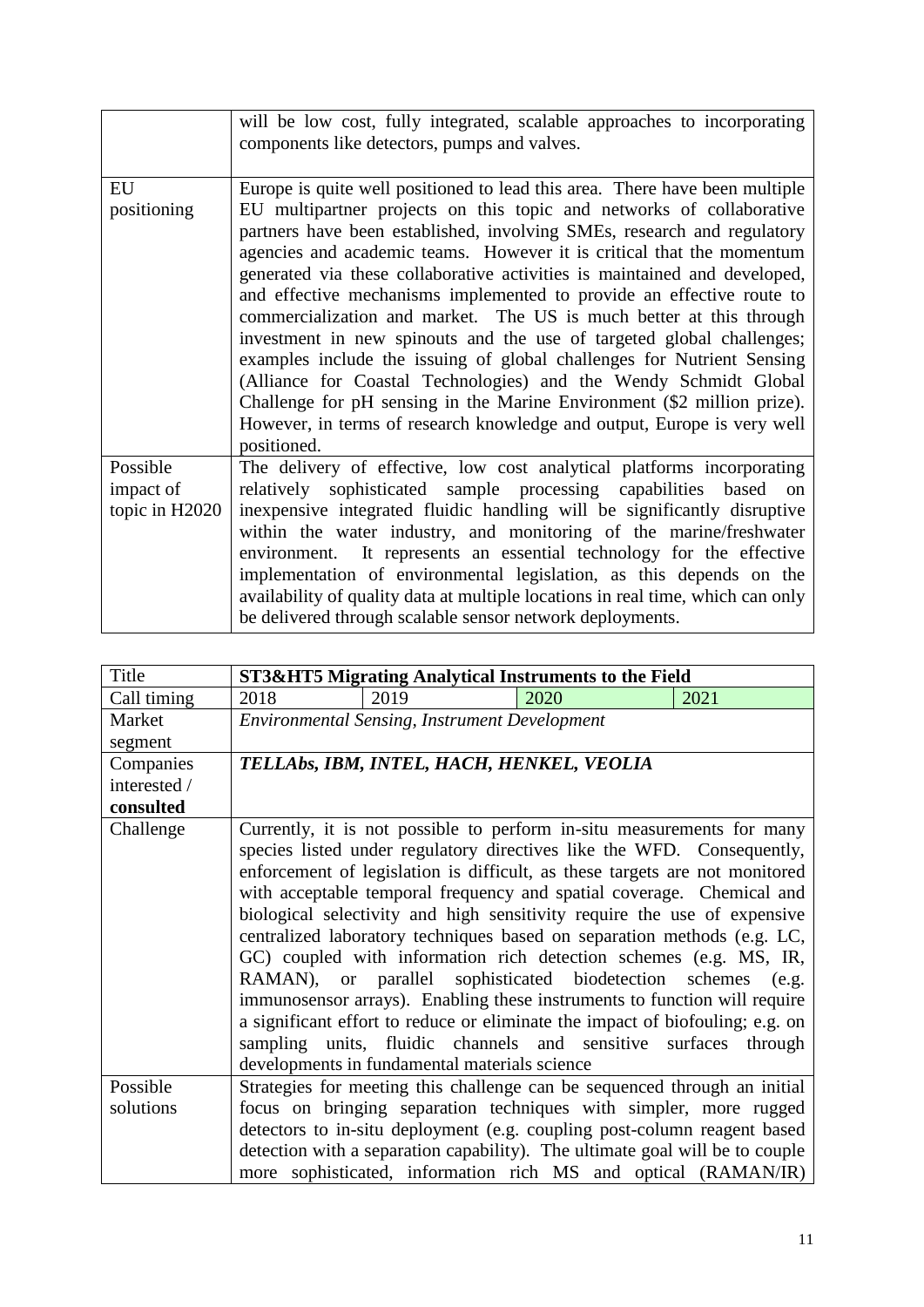| | |
|---|---|
| | will be low cost, fully integrated, scalable approaches to incorporating components like detectors, pumps and valves. |
| EU positioning | Europe is quite well positioned to lead this area. There have been multiple EU multipartner projects on this topic and networks of collaborative partners have been established, involving SMEs, research and regulatory agencies and academic teams. However it is critical that the momentum generated via these collaborative activities is maintained and developed, and effective mechanisms implemented to provide an effective route to commercialization and market. The US is much better at this through investment in new spinouts and the use of targeted global challenges; examples include the issuing of global challenges for Nutrient Sensing (Alliance for Coastal Technologies) and the Wendy Schmidt Global Challenge for pH sensing in the Marine Environment ($2 million prize). However, in terms of research knowledge and output, Europe is very well positioned. |
| Possible impact of topic in H2020 | The delivery of effective, low cost analytical platforms incorporating relatively sophisticated sample processing capabilities based on inexpensive integrated fluidic handling will be significantly disruptive within the water industry, and monitoring of the marine/freshwater environment. It represents an essential technology for the effective implementation of environmental legislation, as this depends on the availability of quality data at multiple locations in real time, which can only be delivered through scalable sensor network deployments. |

| Title | **ST3&HT5 Migrating Analytical Instruments to the Field** | | | |
|---|---|---|---|---|
| Call timing | 2018 | 2019 | 2020 | 2021 |
| Market segment | *Environmental Sensing, Instrument Development* | | | |
| Companies interested / **consulted** | ***TELLAbs, IBM, INTEL, HACH, HENKEL, VEOLIA*** | | | |
| Challenge | Currently, it is not possible to perform in-situ measurements for many species listed under regulatory directives like the WFD. Consequently, enforcement of legislation is difficult, as these targets are not monitored with acceptable temporal frequency and spatial coverage. Chemical and biological selectivity and high sensitivity require the use of expensive centralized laboratory techniques based on separation methods (e.g. LC, GC) coupled with information rich detection schemes (e.g. MS, IR, RAMAN), or parallel sophisticated biodetection schemes (e.g. immunosensor arrays). Enabling these instruments to function will require a significant effort to reduce or eliminate the impact of biofouling; e.g. on sampling units, fluidic channels and sensitive surfaces through developments in fundamental materials science | | | |
| Possible solutions | Strategies for meeting this challenge can be sequenced through an initial focus on bringing separation techniques with simpler, more rugged detectors to in-situ deployment (e.g. coupling post-column reagent based detection with a separation capability). The ultimate goal will be to couple more sophisticated, information rich MS and optical (RAMAN/IR) | | | |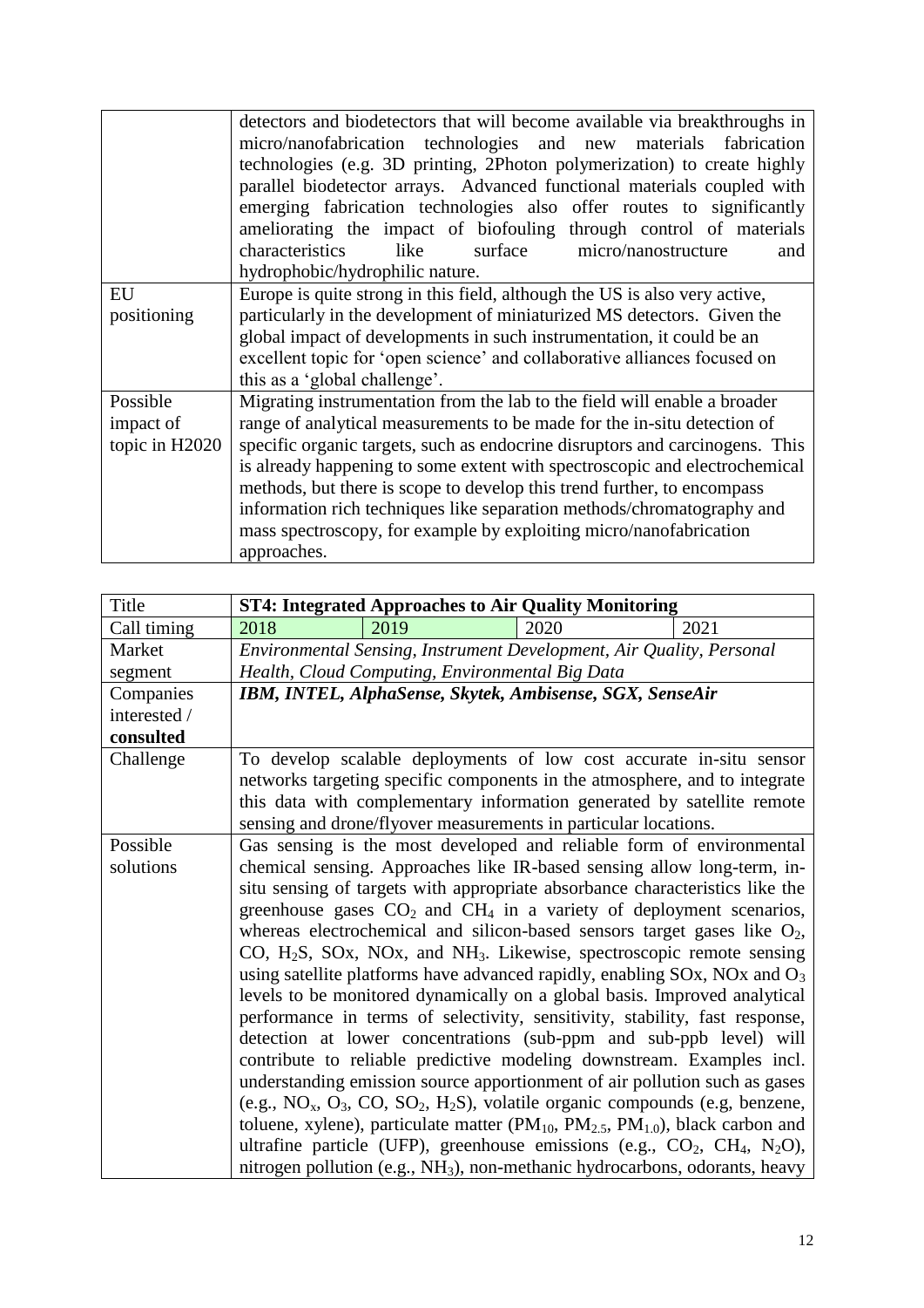| | |
|---|---|
| | detectors and biodetectors that will become available via breakthroughs in micro/nanofabrication technologies and new materials fabrication technologies (e.g. 3D printing, 2Photon polymerization) to create highly parallel biodetector arrays. Advanced functional materials coupled with emerging fabrication technologies also offer routes to significantly ameliorating the impact of biofouling through control of materials characteristics like surface micro/nanostructure and hydrophobic/hydrophilic nature. |
| EU positioning | Europe is quite strong in this field, although the US is also very active, particularly in the development of miniaturized MS detectors. Given the global impact of developments in such instrumentation, it could be an excellent topic for 'open science' and collaborative alliances focused on this as a 'global challenge'. |
| Possible impact of topic in H2020 | Migrating instrumentation from the lab to the field will enable a broader range of analytical measurements to be made for the in-situ detection of specific organic targets, such as endocrine disruptors and carcinogens. This is already happening to some extent with spectroscopic and electrochemical methods, but there is scope to develop this trend further, to encompass information rich techniques like separation methods/chromatography and mass spectroscopy, for example by exploiting micro/nanofabrication approaches. |

| Title | **ST4: Integrated Approaches to Air Quality Monitoring** | | | |
|---|---|---|---|---|
| Call timing | 2018 | 2019 | 2020 | 2021 |
| Market segment | *Environmental Sensing, Instrument Development, Air Quality, Personal Health, Cloud Computing, Environmental Big Data* | | | |
| **Companies interested / consulted** | ***IBM, INTEL, AlphaSense, Skytek, Ambisense, SGX, SenseAir*** | | | |
| Challenge | To develop scalable deployments of low cost accurate in-situ sensor networks targeting specific components in the atmosphere, and to integrate this data with complementary information generated by satellite remote sensing and drone/flyover measurements in particular locations. | | | |
| Possible solutions | Gas sensing is the most developed and reliable form of environmental chemical sensing. Approaches like IR-based sensing allow long-term, in-situ sensing of targets with appropriate absorbance characteristics like the greenhouse gases $CO_2$ and $CH_4$ in a variety of deployment scenarios, whereas electrochemical and silicon-based sensors target gases like $O_2$, CO, $H_2S$, SOx, NOx, and $NH_3$. Likewise, spectroscopic remote sensing using satellite platforms have advanced rapidly, enabling SOx, NOx and $O_3$ levels to be monitored dynamically on a global basis. Improved analytical performance in terms of selectivity, sensitivity, stability, fast response, detection at lower concentrations (sub-ppm and sub-ppb level) will contribute to reliable predictive modeling downstream. Examples incl. understanding emission source apportionment of air pollution such as gases (e.g., $NO_x$, $O_3$, CO, $SO_2$, $H_2S$), volatile organic compounds (e.g, benzene, toluene, xylene), particulate matter ($PM_{10}$, $PM_{2.5}$, $PM_{1.0}$), black carbon and ultrafine particle (UFP), greenhouse emissions (e.g., $CO_2$, $CH_4$, $N_2O$), nitrogen pollution (e.g., $NH_3$), non-methanic hydrocarbons, odorants, heavy | | | |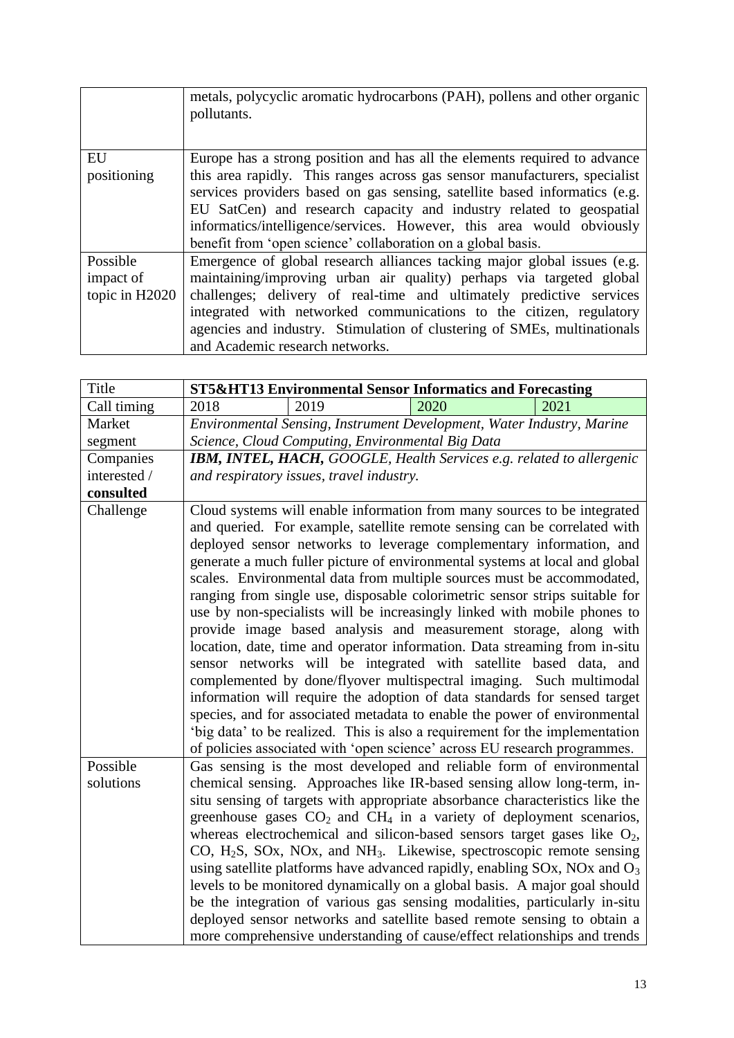|  | metals, polycyclic aromatic hydrocarbons (PAH), pollens and other organic pollutants. |
|---|---|
| EU positioning | Europe has a strong position and has all the elements required to advance this area rapidly. This ranges across gas sensor manufacturers, specialist services providers based on gas sensing, satellite based informatics (e.g. EU SatCen) and research capacity and industry related to geospatial informatics/intelligence/services. However, this area would obviously benefit from 'open science' collaboration on a global basis. |
| Possible impact of topic in H2020 | Emergence of global research alliances tacking major global issues (e.g. maintaining/improving urban air quality) perhaps via targeted global challenges; delivery of real-time and ultimately predictive services integrated with networked communications to the citizen, regulatory agencies and industry. Stimulation of clustering of SMEs, multinationals and Academic research networks. |

| Title | **ST5&HT13 Environmental Sensor Informatics and Forecasting** | | | |
|---|---|---|---|---|
| Call timing | 2018 | 2019 | 2020 | 2021 |
| Market segment | *Environmental Sensing, Instrument Development, Water Industry, Marine Science, Cloud Computing, Environmental Big Data* | | | |
| Companies interested / **consulted** | ***IBM, INTEL, HACH,*** *GOOGLE, Health Services e.g. related to allergenic and respiratory issues, travel industry.* | | | |
| Challenge | Cloud systems will enable information from many sources to be integrated and queried. For example, satellite remote sensing can be correlated with deployed sensor networks to leverage complementary information, and generate a much fuller picture of environmental systems at local and global scales. Environmental data from multiple sources must be accommodated, ranging from single use, disposable colorimetric sensor strips suitable for use by non-specialists will be increasingly linked with mobile phones to provide image based analysis and measurement storage, along with location, date, time and operator information. Data streaming from in-situ sensor networks will be integrated with satellite based data, and complemented by done/flyover multispectral imaging. Such multimodal information will require the adoption of data standards for sensed target species, and for associated metadata to enable the power of environmental 'big data' to be realized. This is also a requirement for the implementation of policies associated with 'open science' across EU research programmes. | | | |
| Possible solutions | Gas sensing is the most developed and reliable form of environmental chemical sensing. Approaches like IR-based sensing allow long-term, in-situ sensing of targets with appropriate absorbance characteristics like the greenhouse gases $CO_2$ and $CH_4$ in a variety of deployment scenarios, whereas electrochemical and silicon-based sensors target gases like $O_2$, CO, $H_2S$, SOx, NOx, and $NH_3$. Likewise, spectroscopic remote sensing using satellite platforms have advanced rapidly, enabling SOx, NOx and $O_3$ levels to be monitored dynamically on a global basis. A major goal should be the integration of various gas sensing modalities, particularly in-situ deployed sensor networks and satellite based remote sensing to obtain a more comprehensive understanding of cause/effect relationships and trends | | | |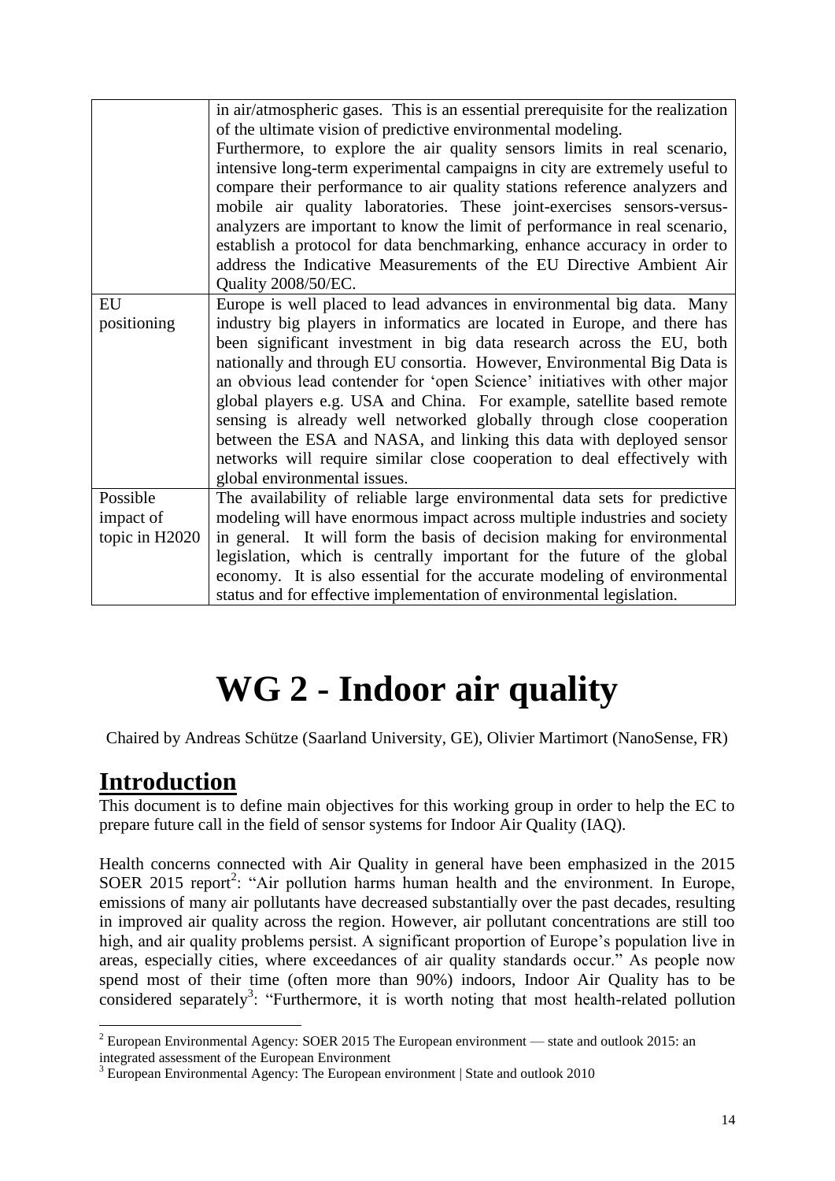| | |
|---|---|
| | in air/atmospheric gases. This is an essential prerequisite for the realization of the ultimate vision of predictive environmental modeling. Furthermore, to explore the air quality sensors limits in real scenario, intensive long-term experimental campaigns in city are extremely useful to compare their performance to air quality stations reference analyzers and mobile air quality laboratories. These joint-exercises sensors-versus-analyzers are important to know the limit of performance in real scenario, establish a protocol for data benchmarking, enhance accuracy in order to address the Indicative Measurements of the EU Directive Ambient Air Quality 2008/50/EC. |
| EU positioning | Europe is well placed to lead advances in environmental big data. Many industry big players in informatics are located in Europe, and there has been significant investment in big data research across the EU, both nationally and through EU consortia. However, Environmental Big Data is an obvious lead contender for 'open Science' initiatives with other major global players e.g. USA and China. For example, satellite based remote sensing is already well networked globally through close cooperation between the ESA and NASA, and linking this data with deployed sensor networks will require similar close cooperation to deal effectively with global environmental issues. |
| Possible impact of topic in H2020 | The availability of reliable large environmental data sets for predictive modeling will have enormous impact across multiple industries and society in general. It will form the basis of decision making for environmental legislation, which is centrally important for the future of the global economy. It is also essential for the accurate modeling of environmental status and for effective implementation of environmental legislation. |

# WG 2 - Indoor air quality

Chaired by Andreas Schütze (Saarland University, GE), Olivier Martimort (NanoSense, FR)

## Introduction

This document is to define main objectives for this working group in order to help the EC to prepare future call in the field of sensor systems for Indoor Air Quality (IAQ).

Health concerns connected with Air Quality in general have been emphasized in the 2015 SOER 2015 report[2]: "Air pollution harms human health and the environment. In Europe, emissions of many air pollutants have decreased substantially over the past decades, resulting in improved air quality across the region. However, air pollutant concentrations are still too high, and air quality problems persist. A significant proportion of Europe's population live in areas, especially cities, where exceedances of air quality standards occur." As people now spend most of their time (often more than 90%) indoors, Indoor Air Quality has to be considered separately[3]: "Furthermore, it is worth noting that most health-related pollution

[2] European Environmental Agency: SOER 2015 The European environment — state and outlook 2015: an integrated assessment of the European Environment

[3] European Environmental Agency: The European environment | State and outlook 2010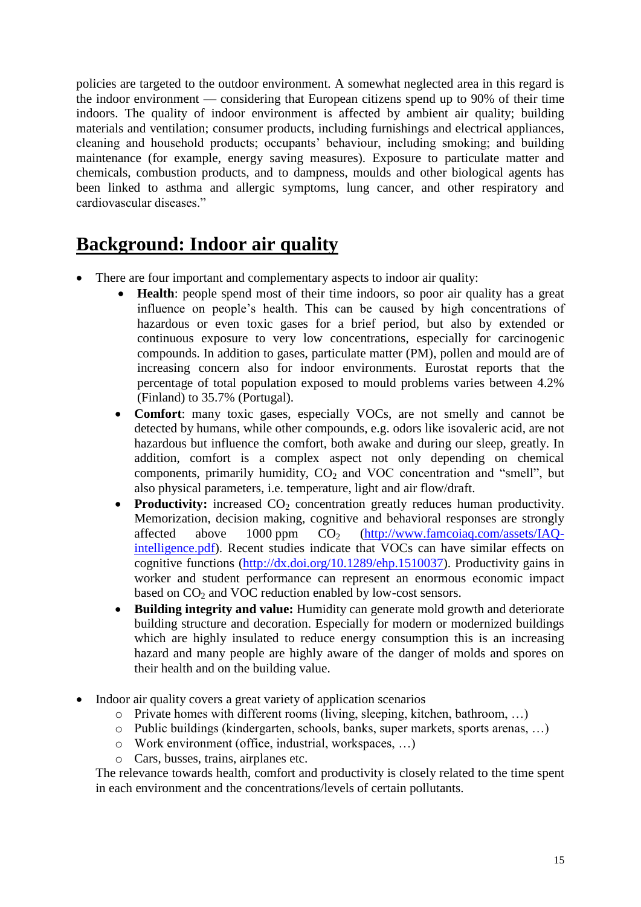policies are targeted to the outdoor environment. A somewhat neglected area in this regard is the indoor environment — considering that European citizens spend up to 90% of their time indoors. The quality of indoor environment is affected by ambient air quality; building materials and ventilation; consumer products, including furnishings and electrical appliances, cleaning and household products; occupants' behaviour, including smoking; and building maintenance (for example, energy saving measures). Exposure to particulate matter and chemicals, combustion products, and to dampness, moulds and other biological agents has been linked to asthma and allergic symptoms, lung cancer, and other respiratory and cardiovascular diseases."

## Background: Indoor air quality

- There are four important and complementary aspects to indoor air quality:
  - **Health**: people spend most of their time indoors, so poor air quality has a great influence on people's health. This can be caused by high concentrations of hazardous or even toxic gases for a brief period, but also by extended or continuous exposure to very low concentrations, especially for carcinogenic compounds. In addition to gases, particulate matter (PM), pollen and mould are of increasing concern also for indoor environments. Eurostat reports that the percentage of total population exposed to mould problems varies between 4.2% (Finland) to 35.7% (Portugal).
  - **Comfort**: many toxic gases, especially VOCs, are not smelly and cannot be detected by humans, while other compounds, e.g. odors like isovaleric acid, are not hazardous but influence the comfort, both awake and during our sleep, greatly. In addition, comfort is a complex aspect not only depending on chemical components, primarily humidity, $CO_2$ and VOC concentration and "smell", but also physical parameters, i.e. temperature, light and air flow/draft.
  - **Productivity:** increased $CO_2$ concentration greatly reduces human productivity. Memorization, decision making, cognitive and behavioral responses are strongly affected above 1000 ppm $CO_2$ (http://www.famcoiaq.com/assets/IAQ-intelligence.pdf). Recent studies indicate that VOCs can have similar effects on cognitive functions (http://dx.doi.org/10.1289/ehp.1510037). Productivity gains in worker and student performance can represent an enormous economic impact based on $CO_2$ and VOC reduction enabled by low-cost sensors.
  - **Building integrity and value:** Humidity can generate mold growth and deteriorate building structure and decoration. Especially for modern or modernized buildings which are highly insulated to reduce energy consumption this is an increasing hazard and many people are highly aware of the danger of molds and spores on their health and on the building value.

- Indoor air quality covers a great variety of application scenarios
  - Private homes with different rooms (living, sleeping, kitchen, bathroom, …)
  - Public buildings (kindergarten, schools, banks, super markets, sports arenas, …)
  - Work environment (office, industrial, workspaces, …)
  - Cars, busses, trains, airplanes etc.

  The relevance towards health, comfort and productivity is closely related to the time spent in each environment and the concentrations/levels of certain pollutants.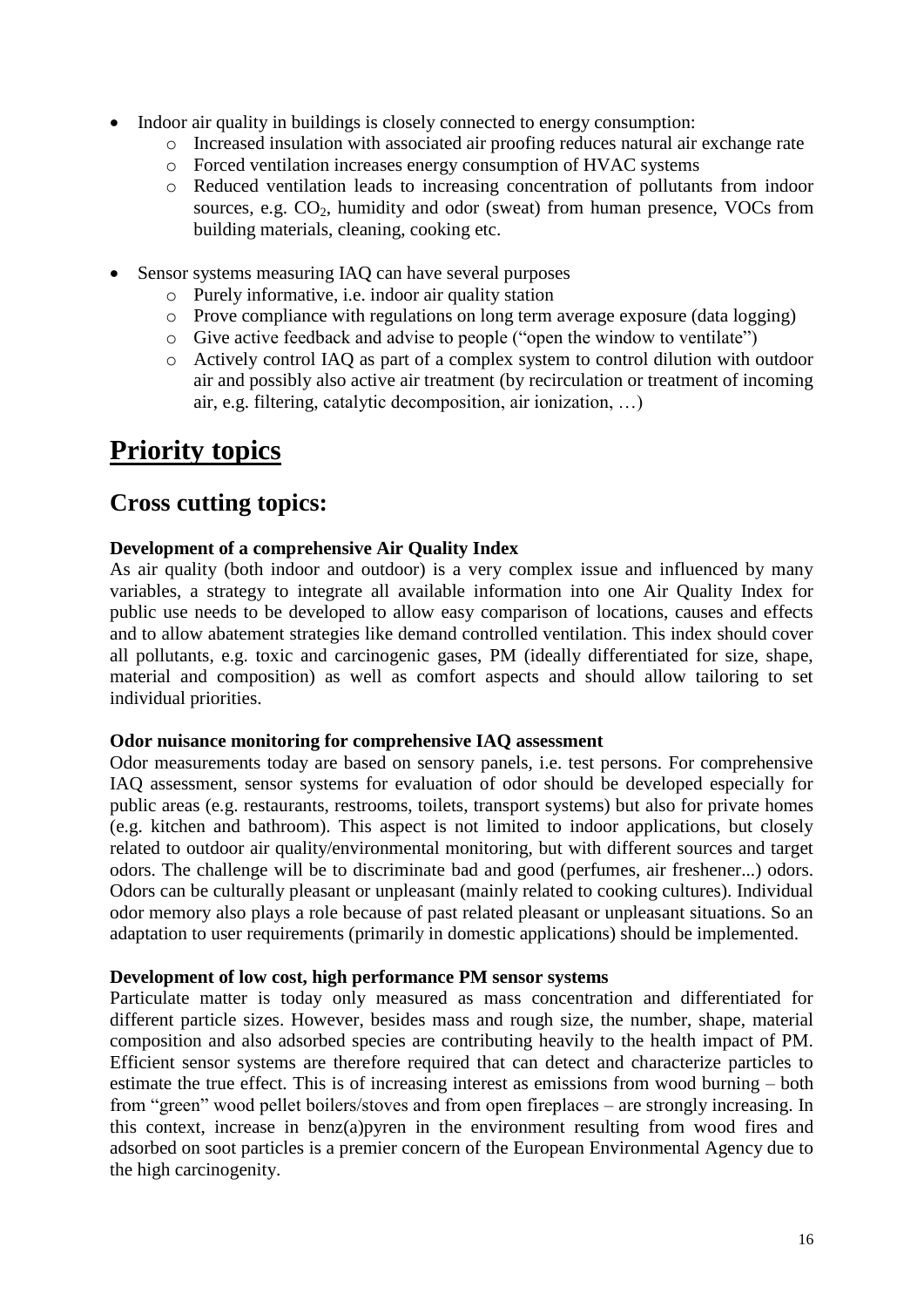- Indoor air quality in buildings is closely connected to energy consumption:
  - Increased insulation with associated air proofing reduces natural air exchange rate
  - Forced ventilation increases energy consumption of HVAC systems
  - Reduced ventilation leads to increasing concentration of pollutants from indoor sources, e.g. $CO_2$, humidity and odor (sweat) from human presence, VOCs from building materials, cleaning, cooking etc.

- Sensor systems measuring IAQ can have several purposes
  - Purely informative, i.e. indoor air quality station
  - Prove compliance with regulations on long term average exposure (data logging)
  - Give active feedback and advise to people ("open the window to ventilate")
  - Actively control IAQ as part of a complex system to control dilution with outdoor air and possibly also active air treatment (by recirculation or treatment of incoming air, e.g. filtering, catalytic decomposition, air ionization, …)

# Priority topics

## Cross cutting topics:

**Development of a comprehensive Air Quality Index**

As air quality (both indoor and outdoor) is a very complex issue and influenced by many variables, a strategy to integrate all available information into one Air Quality Index for public use needs to be developed to allow easy comparison of locations, causes and effects and to allow abatement strategies like demand controlled ventilation. This index should cover all pollutants, e.g. toxic and carcinogenic gases, PM (ideally differentiated for size, shape, material and composition) as well as comfort aspects and should allow tailoring to set individual priorities.

**Odor nuisance monitoring for comprehensive IAQ assessment**

Odor measurements today are based on sensory panels, i.e. test persons. For comprehensive IAQ assessment, sensor systems for evaluation of odor should be developed especially for public areas (e.g. restaurants, restrooms, toilets, transport systems) but also for private homes (e.g. kitchen and bathroom). This aspect is not limited to indoor applications, but closely related to outdoor air quality/environmental monitoring, but with different sources and target odors. The challenge will be to discriminate bad and good (perfumes, air freshener...) odors. Odors can be culturally pleasant or unpleasant (mainly related to cooking cultures). Individual odor memory also plays a role because of past related pleasant or unpleasant situations. So an adaptation to user requirements (primarily in domestic applications) should be implemented.

**Development of low cost, high performance PM sensor systems**

Particulate matter is today only measured as mass concentration and differentiated for different particle sizes. However, besides mass and rough size, the number, shape, material composition and also adsorbed species are contributing heavily to the health impact of PM. Efficient sensor systems are therefore required that can detect and characterize particles to estimate the true effect. This is of increasing interest as emissions from wood burning – both from "green" wood pellet boilers/stoves and from open fireplaces – are strongly increasing. In this context, increase in benz(a)pyren in the environment resulting from wood fires and adsorbed on soot particles is a premier concern of the European Environmental Agency due to the high carcinogenity.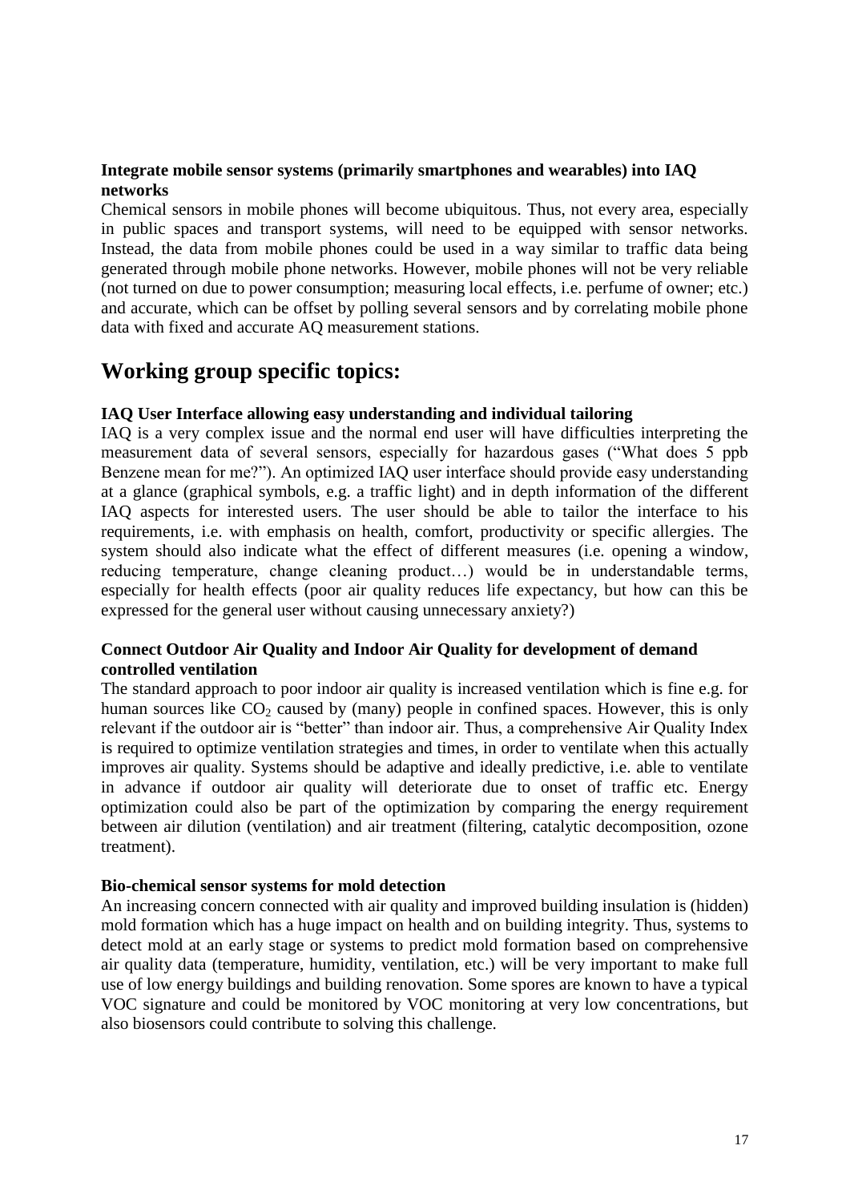**Integrate mobile sensor systems (primarily smartphones and wearables) into IAQ networks**

Chemical sensors in mobile phones will become ubiquitous. Thus, not every area, especially in public spaces and transport systems, will need to be equipped with sensor networks. Instead, the data from mobile phones could be used in a way similar to traffic data being generated through mobile phone networks. However, mobile phones will not be very reliable (not turned on due to power consumption; measuring local effects, i.e. perfume of owner; etc.) and accurate, which can be offset by polling several sensors and by correlating mobile phone data with fixed and accurate AQ measurement stations.

## Working group specific topics:

**IAQ User Interface allowing easy understanding and individual tailoring**

IAQ is a very complex issue and the normal end user will have difficulties interpreting the measurement data of several sensors, especially for hazardous gases ("What does 5 ppb Benzene mean for me?"). An optimized IAQ user interface should provide easy understanding at a glance (graphical symbols, e.g. a traffic light) and in depth information of the different IAQ aspects for interested users. The user should be able to tailor the interface to his requirements, i.e. with emphasis on health, comfort, productivity or specific allergies. The system should also indicate what the effect of different measures (i.e. opening a window, reducing temperature, change cleaning product…) would be in understandable terms, especially for health effects (poor air quality reduces life expectancy, but how can this be expressed for the general user without causing unnecessary anxiety?)

**Connect Outdoor Air Quality and Indoor Air Quality for development of demand controlled ventilation**

The standard approach to poor indoor air quality is increased ventilation which is fine e.g. for human sources like $CO_2$ caused by (many) people in confined spaces. However, this is only relevant if the outdoor air is "better" than indoor air. Thus, a comprehensive Air Quality Index is required to optimize ventilation strategies and times, in order to ventilate when this actually improves air quality. Systems should be adaptive and ideally predictive, i.e. able to ventilate in advance if outdoor air quality will deteriorate due to onset of traffic etc. Energy optimization could also be part of the optimization by comparing the energy requirement between air dilution (ventilation) and air treatment (filtering, catalytic decomposition, ozone treatment).

**Bio-chemical sensor systems for mold detection**

An increasing concern connected with air quality and improved building insulation is (hidden) mold formation which has a huge impact on health and on building integrity. Thus, systems to detect mold at an early stage or systems to predict mold formation based on comprehensive air quality data (temperature, humidity, ventilation, etc.) will be very important to make full use of low energy buildings and building renovation. Some spores are known to have a typical VOC signature and could be monitored by VOC monitoring at very low concentrations, but also biosensors could contribute to solving this challenge.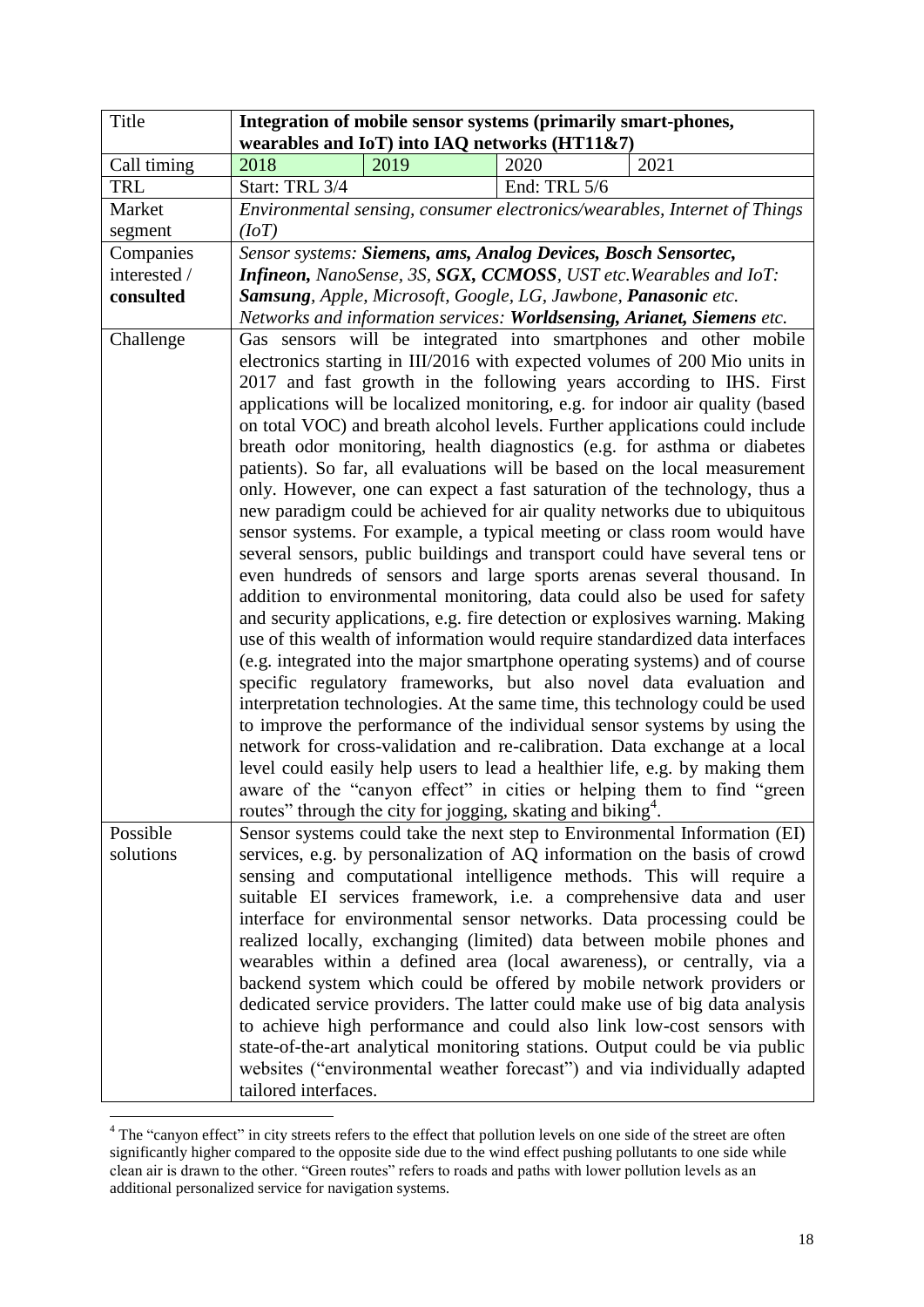| Title | **Integration of mobile sensor systems (primarily smart-phones, wearables and IoT) into IAQ networks (HT11&7)** | | | |
|---|---|---|---|---|
| Call timing | 2018 | 2019 | 2020 | 2021 |
| TRL | Start: TRL 3/4 | | End: TRL 5/6 | |
| Market segment | *Environmental sensing, consumer electronics/wearables, Internet of Things (IoT)* | | | |
| Companies interested / **consulted** | *Sensor systems:* ***Siemens, ams, Analog Devices, Bosch Sensortec, Infineon,*** *NanoSense, 3S,* ***SGX, CCMOSS****, UST etc.Wearables and IoT:* ***Samsung****, Apple, Microsoft, Google, LG, Jawbone,* ***Panasonic*** *etc. Networks and information services:* ***Worldsensing, Arianet, Siemens*** *etc.* | | | |
| Challenge | Gas sensors will be integrated into smartphones and other mobile electronics starting in III/2016 with expected volumes of 200 Mio units in 2017 and fast growth in the following years according to IHS. First applications will be localized monitoring, e.g. for indoor air quality (based on total VOC) and breath alcohol levels. Further applications could include breath odor monitoring, health diagnostics (e.g. for asthma or diabetes patients). So far, all evaluations will be based on the local measurement only. However, one can expect a fast saturation of the technology, thus a new paradigm could be achieved for air quality networks due to ubiquitous sensor systems. For example, a typical meeting or class room would have several sensors, public buildings and transport could have several tens or even hundreds of sensors and large sports arenas several thousand. In addition to environmental monitoring, data could also be used for safety and security applications, e.g. fire detection or explosives warning. Making use of this wealth of information would require standardized data interfaces (e.g. integrated into the major smartphone operating systems) and of course specific regulatory frameworks, but also novel data evaluation and interpretation technologies. At the same time, this technology could be used to improve the performance of the individual sensor systems by using the network for cross-validation and re-calibration. Data exchange at a local level could easily help users to lead a healthier life, e.g. by making them aware of the "canyon effect" in cities or helping them to find "green routes" through the city for jogging, skating and biking[4]. | | | |
| Possible solutions | Sensor systems could take the next step to Environmental Information (EI) services, e.g. by personalization of AQ information on the basis of crowd sensing and computational intelligence methods. This will require a suitable EI services framework, i.e. a comprehensive data and user interface for environmental sensor networks. Data processing could be realized locally, exchanging (limited) data between mobile phones and wearables within a defined area (local awareness), or centrally, via a backend system which could be offered by mobile network providers or dedicated service providers. The latter could make use of big data analysis to achieve high performance and could also link low-cost sensors with state-of-the-art analytical monitoring stations. Output could be via public websites ("environmental weather forecast") and via individually adapted tailored interfaces. | | | |

[4] The "canyon effect" in city streets refers to the effect that pollution levels on one side of the street are often significantly higher compared to the opposite side due to the wind effect pushing pollutants to one side while clean air is drawn to the other. "Green routes" refers to roads and paths with lower pollution levels as an additional personalized service for navigation systems.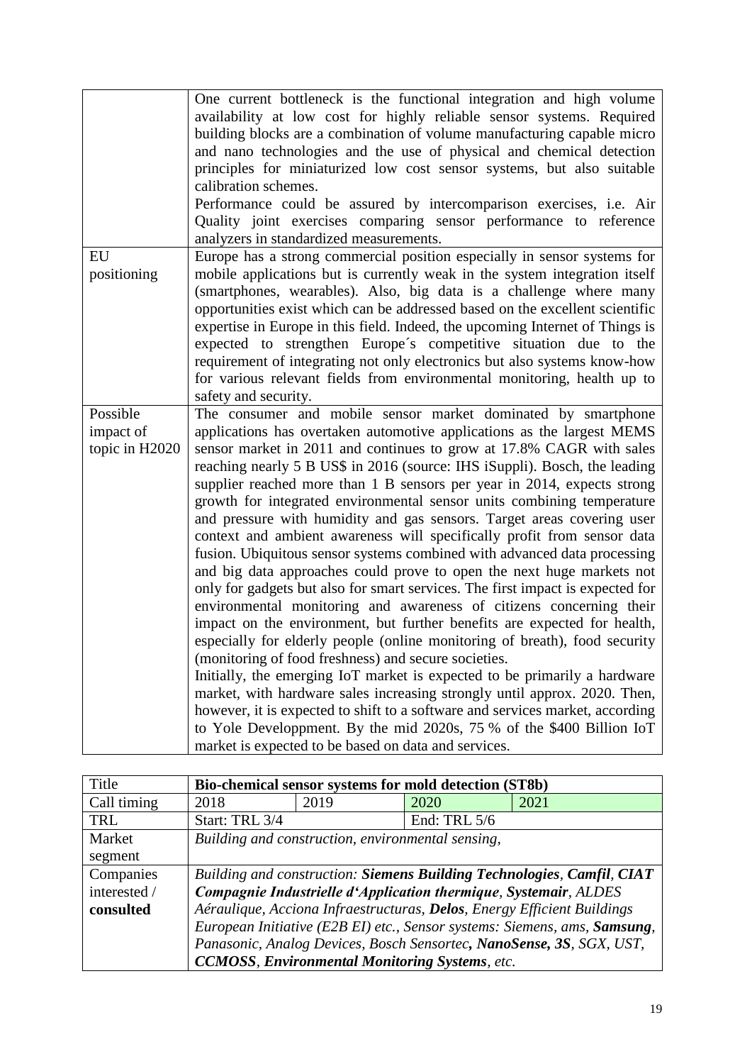| | |
|---|---|
| | One current bottleneck is the functional integration and high volume availability at low cost for highly reliable sensor systems. Required building blocks are a combination of volume manufacturing capable micro and nano technologies and the use of physical and chemical detection principles for miniaturized low cost sensor systems, but also suitable calibration schemes.<br>Performance could be assured by intercomparison exercises, i.e. Air Quality joint exercises comparing sensor performance to reference analyzers in standardized measurements. |
| EU positioning | Europe has a strong commercial position especially in sensor systems for mobile applications but is currently weak in the system integration itself (smartphones, wearables). Also, big data is a challenge where many opportunities exist which can be addressed based on the excellent scientific expertise in Europe in this field. Indeed, the upcoming Internet of Things is expected to strengthen Europe´s competitive situation due to the requirement of integrating not only electronics but also systems know-how for various relevant fields from environmental monitoring, health up to safety and security. |
| Possible impact of topic in H2020 | The consumer and mobile sensor market dominated by smartphone applications has overtaken automotive applications as the largest MEMS sensor market in 2011 and continues to grow at 17.8% CAGR with sales reaching nearly 5 B US$ in 2016 (source: IHS iSuppli). Bosch, the leading supplier reached more than 1 B sensors per year in 2014, expects strong growth for integrated environmental sensor units combining temperature and pressure with humidity and gas sensors. Target areas covering user context and ambient awareness will specifically profit from sensor data fusion. Ubiquitous sensor systems combined with advanced data processing and big data approaches could prove to open the next huge markets not only for gadgets but also for smart services. The first impact is expected for environmental monitoring and awareness of citizens concerning their impact on the environment, but further benefits are expected for health, especially for elderly people (online monitoring of breath), food security (monitoring of food freshness) and secure societies.<br>Initially, the emerging IoT market is expected to be primarily a hardware market, with hardware sales increasing strongly until approx. 2020. Then, however, it is expected to shift to a software and services market, according to Yole Developpment. By the mid 2020s, 75 % of the $400 Billion IoT market is expected to be based on data and services. |

| Title | **Bio-chemical sensor systems for mold detection (ST8b)** | | | |
|---|---|---|---|---|
| Call timing | 2018 | 2019 | 2020 | 2021 |
| TRL | Start: TRL 3/4 | | End: TRL 5/6 | |
| Market segment | *Building and construction, environmental sensing,* | | | |
| Companies interested / **consulted** | *Building and construction:* ***Siemens Building Technologies****, Camfil,* ***CIAT Compagnie Industrielle d'Application thermique****,* ***Systemair****, ALDES Aéraulique, Acciona Infraestructuras,* ***Delos****, Energy Efficient Buildings European Initiative (E2B EI) etc., Sensor systems: Siemens, ams,* ***Samsung****, Panasonic, Analog Devices, Bosch Sensortec,* ***NanoSense, 3S****, SGX, UST,* ***CCMOSS****,* ***Environmental Monitoring Systems****, etc.* | | | |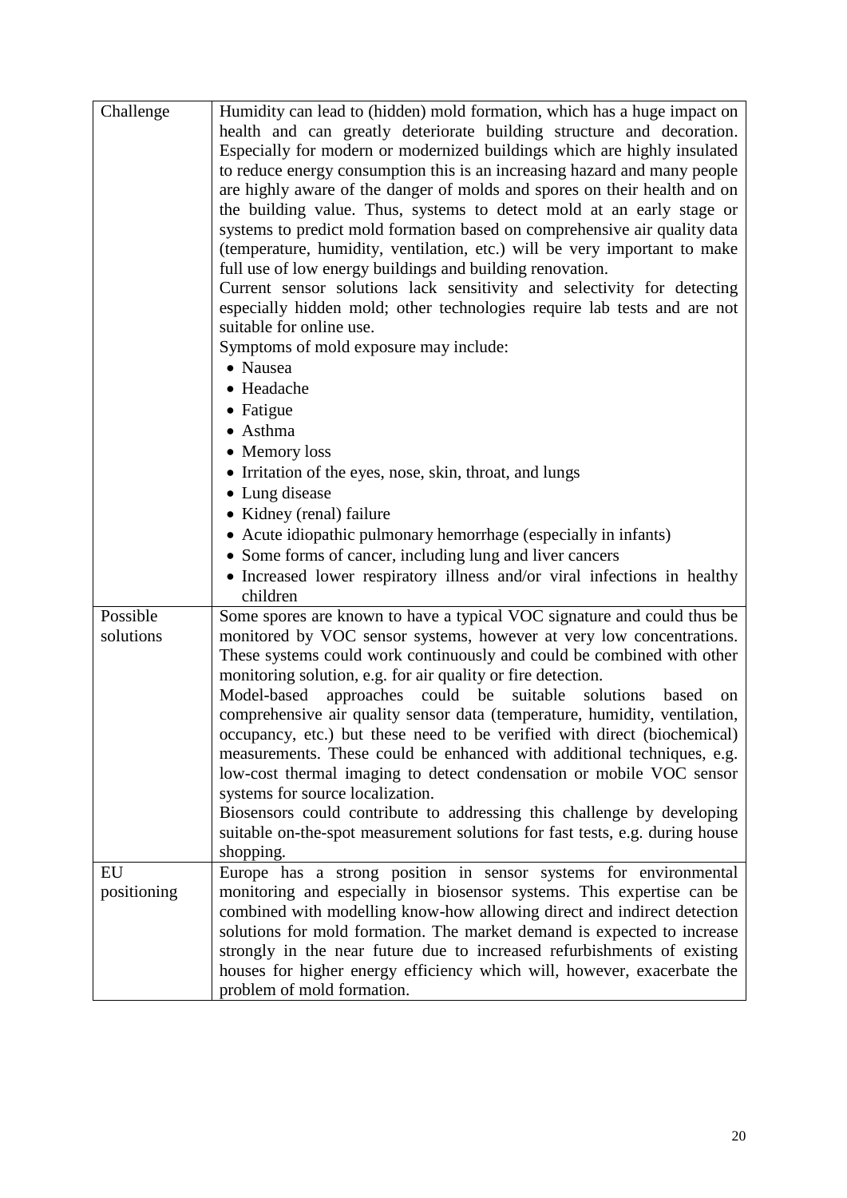| | |
|---|---|
| Challenge | Humidity can lead to (hidden) mold formation, which has a huge impact on health and can greatly deteriorate building structure and decoration. Especially for modern or modernized buildings which are highly insulated to reduce energy consumption this is an increasing hazard and many people are highly aware of the danger of molds and spores on their health and on the building value. Thus, systems to detect mold at an early stage or systems to predict mold formation based on comprehensive air quality data (temperature, humidity, ventilation, etc.) will be very important to make full use of low energy buildings and building renovation.<br>Current sensor solutions lack sensitivity and selectivity for detecting especially hidden mold; other technologies require lab tests and are not suitable for online use.<br>Symptoms of mold exposure may include:<br>• Nausea<br>• Headache<br>• Fatigue<br>• Asthma<br>• Memory loss<br>• Irritation of the eyes, nose, skin, throat, and lungs<br>• Lung disease<br>• Kidney (renal) failure<br>• Acute idiopathic pulmonary hemorrhage (especially in infants)<br>• Some forms of cancer, including lung and liver cancers<br>• Increased lower respiratory illness and/or viral infections in healthy children |
| Possible solutions | Some spores are known to have a typical VOC signature and could thus be monitored by VOC sensor systems, however at very low concentrations. These systems could work continuously and could be combined with other monitoring solution, e.g. for air quality or fire detection.<br>Model-based approaches could be suitable solutions based on comprehensive air quality sensor data (temperature, humidity, ventilation, occupancy, etc.) but these need to be verified with direct (biochemical) measurements. These could be enhanced with additional techniques, e.g. low-cost thermal imaging to detect condensation or mobile VOC sensor systems for source localization.<br>Biosensors could contribute to addressing this challenge by developing suitable on-the-spot measurement solutions for fast tests, e.g. during house shopping. |
| EU positioning | Europe has a strong position in sensor systems for environmental monitoring and especially in biosensor systems. This expertise can be combined with modelling know-how allowing direct and indirect detection solutions for mold formation. The market demand is expected to increase strongly in the near future due to increased refurbishments of existing houses for higher energy efficiency which will, however, exacerbate the problem of mold formation. |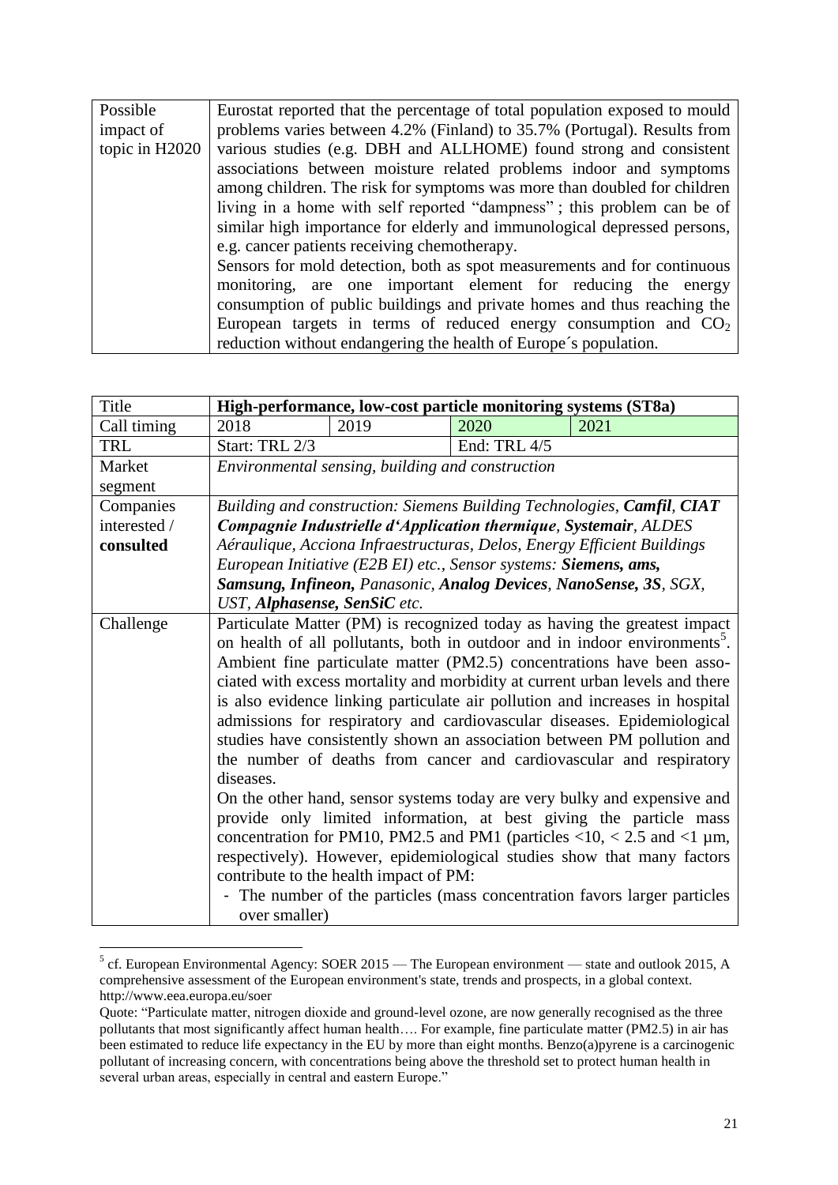| Possible impact of topic in H2020 | Eurostat reported that the percentage of total population exposed to mould problems varies between 4.2% (Finland) to 35.7% (Portugal). Results from various studies (e.g. DBH and ALLHOME) found strong and consistent associations between moisture related problems indoor and symptoms among children. The risk for symptoms was more than doubled for children living in a home with self reported "dampness" ; this problem can be of similar high importance for elderly and immunological depressed persons, e.g. cancer patients receiving chemotherapy.<br>Sensors for mold detection, both as spot measurements and for continuous monitoring, are one important element for reducing the energy consumption of public buildings and private homes and thus reaching the European targets in terms of reduced energy consumption and $CO_2$ reduction without endangering the health of Europe´s population. |
|---|---|

| Title | **High-performance, low-cost particle monitoring systems (ST8a)** | | | |
|---|---|---|---|---|
| Call timing | 2018 | 2019 | 2020 | 2021 |
| TRL | Start: TRL 2/3 | | End: TRL 4/5 | |
| Market segment | *Environmental sensing, building and construction* | | | |
| Companies interested / **consulted** | *Building and construction: Siemens Building Technologies, **Camfil**, **CIAT Compagnie Industrielle d'Application thermique**, **Systemair**, ALDES Aéraulique, Acciona Infraestructuras, Delos, Energy Efficient Buildings European Initiative (E2B EI) etc., Sensor systems: **Siemens, ams, Samsung, Infineon,** Panasonic, **Analog Devices**, **NanoSense**, **3S**, SGX, UST, **Alphasense**, **SenSiC** etc.* | | | |
| Challenge | Particulate Matter (PM) is recognized today as having the greatest impact on health of all pollutants, both in outdoor and in indoor environments[5]. Ambient fine particulate matter (PM2.5) concentrations have been associated with excess mortality and morbidity at current urban levels and there is also evidence linking particulate air pollution and increases in hospital admissions for respiratory and cardiovascular diseases. Epidemiological studies have consistently shown an association between PM pollution and the number of deaths from cancer and cardiovascular and respiratory diseases.<br>On the other hand, sensor systems today are very bulky and expensive and provide only limited information, at best giving the particle mass concentration for PM10, PM2.5 and PM1 (particles <10, < 2.5 and <1 µm, respectively). However, epidemiological studies show that many factors contribute to the health impact of PM:<br>- The number of the particles (mass concentration favors larger particles over smaller) | | | |

[5] cf. European Environmental Agency: SOER 2015 — The European environment — state and outlook 2015, A comprehensive assessment of the European environment's state, trends and prospects, in a global context. http://www.eea.europa.eu/soer

Quote: "Particulate matter, nitrogen dioxide and ground-level ozone, are now generally recognised as the three pollutants that most significantly affect human health…. For example, fine particulate matter (PM2.5) in air has been estimated to reduce life expectancy in the EU by more than eight months. Benzo(a)pyrene is a carcinogenic pollutant of increasing concern, with concentrations being above the threshold set to protect human health in several urban areas, especially in central and eastern Europe."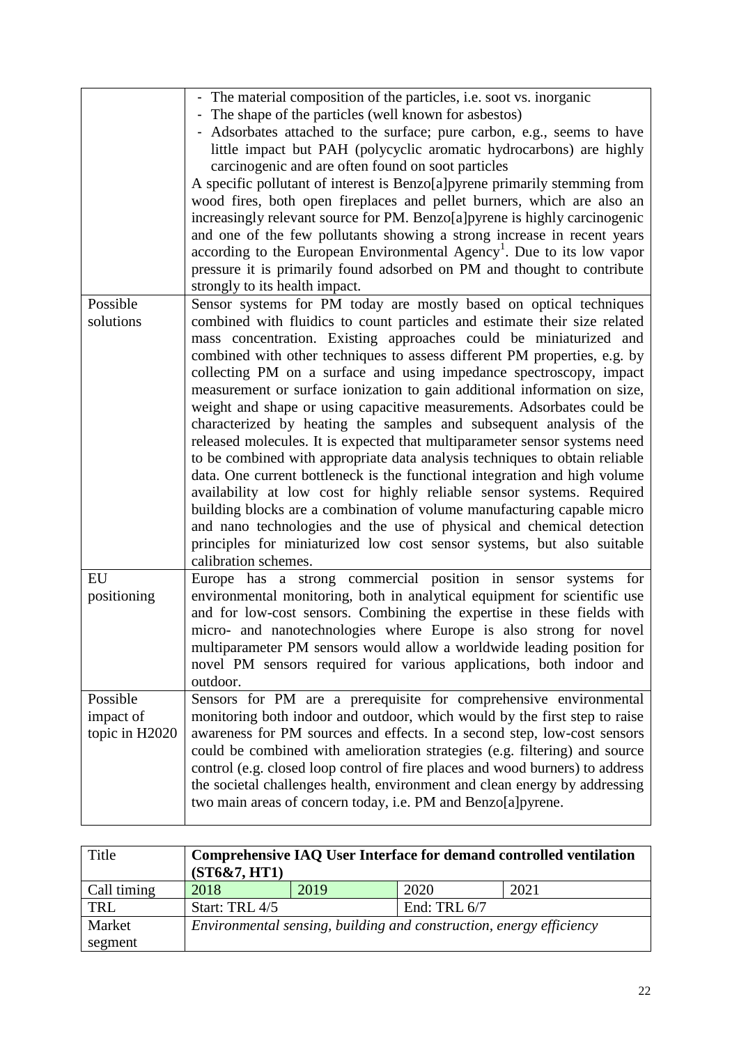| | |
|---|---|
| | - The material composition of the particles, i.e. soot vs. inorganic<br>- The shape of the particles (well known for asbestos)<br>- Adsorbates attached to the surface; pure carbon, e.g., seems to have little impact but PAH (polycyclic aromatic hydrocarbons) are highly carcinogenic and are often found on soot particles<br>A specific pollutant of interest is Benzo[a]pyrene primarily stemming from wood fires, both open fireplaces and pellet burners, which are also an increasingly relevant source for PM. Benzo[a]pyrene is highly carcinogenic and one of the few pollutants showing a strong increase in recent years according to the European Environmental Agency[1]. Due to its low vapor pressure it is primarily found adsorbed on PM and thought to contribute strongly to its health impact. |
| Possible solutions | Sensor systems for PM today are mostly based on optical techniques combined with fluidics to count particles and estimate their size related mass concentration. Existing approaches could be miniaturized and combined with other techniques to assess different PM properties, e.g. by collecting PM on a surface and using impedance spectroscopy, impact measurement or surface ionization to gain additional information on size, weight and shape or using capacitive measurements. Adsorbates could be characterized by heating the samples and subsequent analysis of the released molecules. It is expected that multiparameter sensor systems need to be combined with appropriate data analysis techniques to obtain reliable data. One current bottleneck is the functional integration and high volume availability at low cost for highly reliable sensor systems. Required building blocks are a combination of volume manufacturing capable micro and nano technologies and the use of physical and chemical detection principles for miniaturized low cost sensor systems, but also suitable calibration schemes. |
| EU positioning | Europe has a strong commercial position in sensor systems for environmental monitoring, both in analytical equipment for scientific use and for low-cost sensors. Combining the expertise in these fields with micro- and nanotechnologies where Europe is also strong for novel multiparameter PM sensors would allow a worldwide leading position for novel PM sensors required for various applications, both indoor and outdoor. |
| Possible impact of topic in H2020 | Sensors for PM are a prerequisite for comprehensive environmental monitoring both indoor and outdoor, which would by the first step to raise awareness for PM sources and effects. In a second step, low-cost sensors could be combined with amelioration strategies (e.g. filtering) and source control (e.g. closed loop control of fire places and wood burners) to address the societal challenges health, environment and clean energy by addressing two main areas of concern today, i.e. PM and Benzo[a]pyrene. |

| Title | **Comprehensive IAQ User Interface for demand controlled ventilation (ST6&7, HT1)** | | | |
|---|---|---|---|---|
| Call timing | 2018 | 2019 | 2020 | 2021 |
| TRL | Start: TRL 4/5 | | End: TRL 6/7 | |
| Market segment | *Environmental sensing, building and construction, energy efficiency* | | | |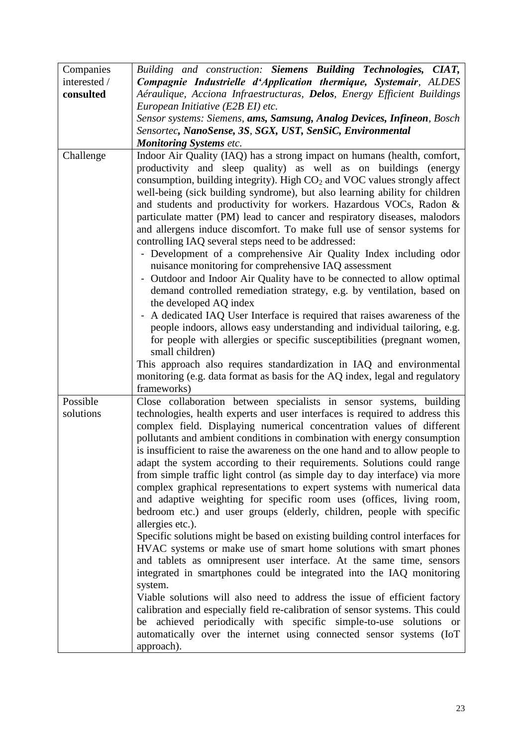| Companies interested / **consulted** | *Building and construction:* ***Siemens Building Technologies, CIAT, Compagnie Industrielle d'Application thermique, Systemair****, ALDES Aéraulique, Acciona Infraestructuras,* ***Delos****, Energy Efficient Buildings European Initiative (E2B EI) etc.*<br>*Sensor systems: Siemens,* ***ams, Samsung, Analog Devices, Infineon****, Bosch Sensortec****, NanoSense, 3S****, SGX,* ***UST, SenSiC, Environmental Monitoring Systems*** *etc.* |
|---|---|
| Challenge | Indoor Air Quality (IAQ) has a strong impact on humans (health, comfort, productivity and sleep quality) as well as on buildings (energy consumption, building integrity). High $CO_2$ and VOC values strongly affect well-being (sick building syndrome), but also learning ability for children and students and productivity for workers. Hazardous VOCs, Radon & particulate matter (PM) lead to cancer and respiratory diseases, malodors and allergens induce discomfort. To make full use of sensor systems for controlling IAQ several steps need to be addressed:<br>- Development of a comprehensive Air Quality Index including odor nuisance monitoring for comprehensive IAQ assessment<br>- Outdoor and Indoor Air Quality have to be connected to allow optimal demand controlled remediation strategy, e.g. by ventilation, based on the developed AQ index<br>- A dedicated IAQ User Interface is required that raises awareness of the people indoors, allows easy understanding and individual tailoring, e.g. for people with allergies or specific susceptibilities (pregnant women, small children)<br>This approach also requires standardization in IAQ and environmental monitoring (e.g. data format as basis for the AQ index, legal and regulatory frameworks) |
| Possible solutions | Close collaboration between specialists in sensor systems, building technologies, health experts and user interfaces is required to address this complex field. Displaying numerical concentration values of different pollutants and ambient conditions in combination with energy consumption is insufficient to raise the awareness on the one hand and to allow people to adapt the system according to their requirements. Solutions could range from simple traffic light control (as simple day to day interface) via more complex graphical representations to expert systems with numerical data and adaptive weighting for specific room uses (offices, living room, bedroom etc.) and user groups (elderly, children, people with specific allergies etc.).<br>Specific solutions might be based on existing building control interfaces for HVAC systems or make use of smart home solutions with smart phones and tablets as omnipresent user interface. At the same time, sensors integrated in smartphones could be integrated into the IAQ monitoring system.<br>Viable solutions will also need to address the issue of efficient factory calibration and especially field re-calibration of sensor systems. This could be achieved periodically with specific simple-to-use solutions or automatically over the internet using connected sensor systems (IoT approach). |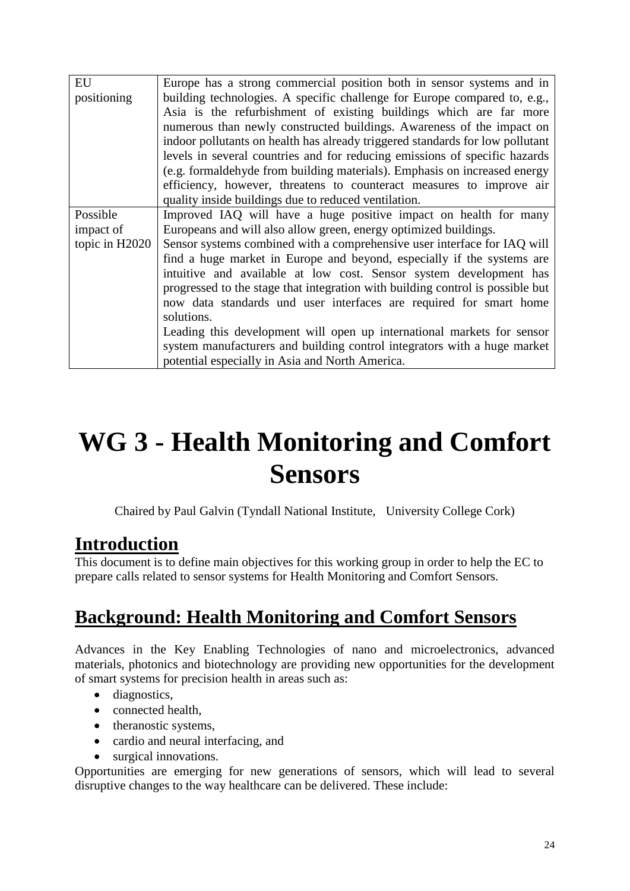| | |
|---|---|
| EU positioning | Europe has a strong commercial position both in sensor systems and in building technologies. A specific challenge for Europe compared to, e.g., Asia is the refurbishment of existing buildings which are far more numerous than newly constructed buildings. Awareness of the impact on indoor pollutants on health has already triggered standards for low pollutant levels in several countries and for reducing emissions of specific hazards (e.g. formaldehyde from building materials). Emphasis on increased energy efficiency, however, threatens to counteract measures to improve air quality inside buildings due to reduced ventilation. |
| Possible impact of topic in H2020 | Improved IAQ will have a huge positive impact on health for many Europeans and will also allow green, energy optimized buildings.<br>Sensor systems combined with a comprehensive user interface for IAQ will find a huge market in Europe and beyond, especially if the systems are intuitive and available at low cost. Sensor system development has progressed to the stage that integration with building control is possible but now data standards und user interfaces are required for smart home solutions.<br>Leading this development will open up international markets for sensor system manufacturers and building control integrators with a huge market potential especially in Asia and North America. |

# WG 3 - Health Monitoring and Comfort Sensors

Chaired by Paul Galvin (Tyndall National Institute, University College Cork)

## Introduction

This document is to define main objectives for this working group in order to help the EC to prepare calls related to sensor systems for Health Monitoring and Comfort Sensors.

## Background: Health Monitoring and Comfort Sensors

Advances in the Key Enabling Technologies of nano and microelectronics, advanced materials, photonics and biotechnology are providing new opportunities for the development of smart systems for precision health in areas such as:

- diagnostics,
- connected health,
- theranostic systems,
- cardio and neural interfacing, and
- surgical innovations.

Opportunities are emerging for new generations of sensors, which will lead to several disruptive changes to the way healthcare can be delivered. These include: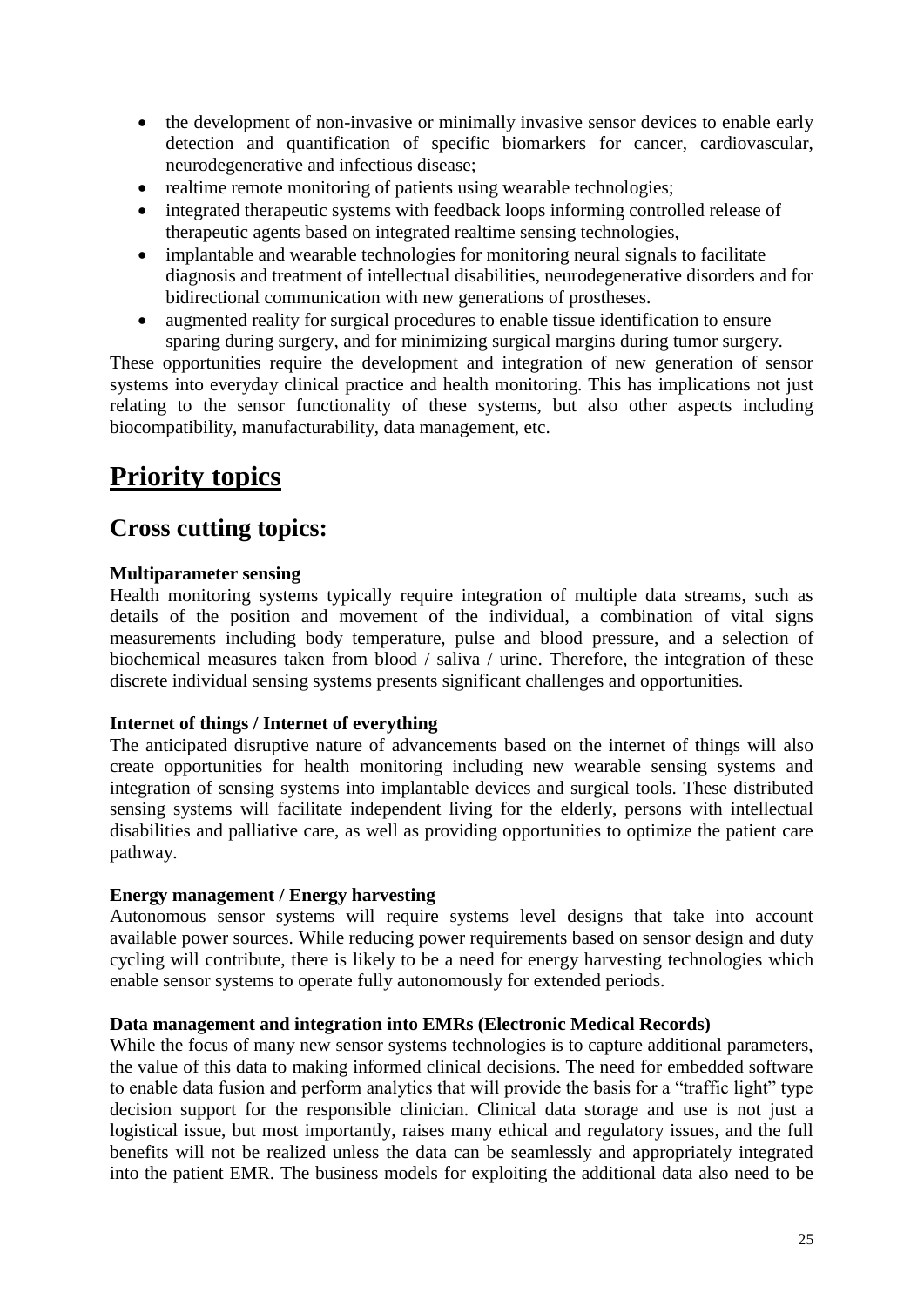- the development of non-invasive or minimally invasive sensor devices to enable early detection and quantification of specific biomarkers for cancer, cardiovascular, neurodegenerative and infectious disease;
- realtime remote monitoring of patients using wearable technologies;
- integrated therapeutic systems with feedback loops informing controlled release of therapeutic agents based on integrated realtime sensing technologies,
- implantable and wearable technologies for monitoring neural signals to facilitate diagnosis and treatment of intellectual disabilities, neurodegenerative disorders and for bidirectional communication with new generations of prostheses.
- augmented reality for surgical procedures to enable tissue identification to ensure sparing during surgery, and for minimizing surgical margins during tumor surgery.

These opportunities require the development and integration of new generation of sensor systems into everyday clinical practice and health monitoring. This has implications not just relating to the sensor functionality of these systems, but also other aspects including biocompatibility, manufacturability, data management, etc.

# Priority topics

## Cross cutting topics:

**Multiparameter sensing**

Health monitoring systems typically require integration of multiple data streams, such as details of the position and movement of the individual, a combination of vital signs measurements including body temperature, pulse and blood pressure, and a selection of biochemical measures taken from blood / saliva / urine. Therefore, the integration of these discrete individual sensing systems presents significant challenges and opportunities.

**Internet of things / Internet of everything**

The anticipated disruptive nature of advancements based on the internet of things will also create opportunities for health monitoring including new wearable sensing systems and integration of sensing systems into implantable devices and surgical tools. These distributed sensing systems will facilitate independent living for the elderly, persons with intellectual disabilities and palliative care, as well as providing opportunities to optimize the patient care pathway.

**Energy management / Energy harvesting**

Autonomous sensor systems will require systems level designs that take into account available power sources. While reducing power requirements based on sensor design and duty cycling will contribute, there is likely to be a need for energy harvesting technologies which enable sensor systems to operate fully autonomously for extended periods.

**Data management and integration into EMRs (Electronic Medical Records)**

While the focus of many new sensor systems technologies is to capture additional parameters, the value of this data to making informed clinical decisions. The need for embedded software to enable data fusion and perform analytics that will provide the basis for a "traffic light" type decision support for the responsible clinician. Clinical data storage and use is not just a logistical issue, but most importantly, raises many ethical and regulatory issues, and the full benefits will not be realized unless the data can be seamlessly and appropriately integrated into the patient EMR. The business models for exploiting the additional data also need to be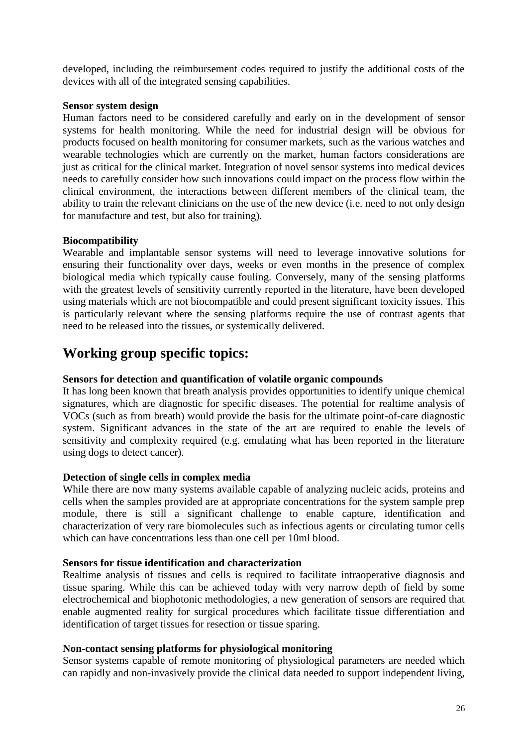developed, including the reimbursement codes required to justify the additional costs of the devices with all of the integrated sensing capabilities.

**Sensor system design**

Human factors need to be considered carefully and early on in the development of sensor systems for health monitoring. While the need for industrial design will be obvious for products focused on health monitoring for consumer markets, such as the various watches and wearable technologies which are currently on the market, human factors considerations are just as critical for the clinical market. Integration of novel sensor systems into medical devices needs to carefully consider how such innovations could impact on the process flow within the clinical environment, the interactions between different members of the clinical team, the ability to train the relevant clinicians on the use of the new device (i.e. need to not only design for manufacture and test, but also for training).

**Biocompatibility**

Wearable and implantable sensor systems will need to leverage innovative solutions for ensuring their functionality over days, weeks or even months in the presence of complex biological media which typically cause fouling. Conversely, many of the sensing platforms with the greatest levels of sensitivity currently reported in the literature, have been developed using materials which are not biocompatible and could present significant toxicity issues. This is particularly relevant where the sensing platforms require the use of contrast agents that need to be released into the tissues, or systemically delivered.

## Working group specific topics:

**Sensors for detection and quantification of volatile organic compounds**

It has long been known that breath analysis provides opportunities to identify unique chemical signatures, which are diagnostic for specific diseases. The potential for realtime analysis of VOCs (such as from breath) would provide the basis for the ultimate point-of-care diagnostic system. Significant advances in the state of the art are required to enable the levels of sensitivity and complexity required (e.g. emulating what has been reported in the literature using dogs to detect cancer).

**Detection of single cells in complex media**

While there are now many systems available capable of analyzing nucleic acids, proteins and cells when the samples provided are at appropriate concentrations for the system sample prep module, there is still a significant challenge to enable capture, identification and characterization of very rare biomolecules such as infectious agents or circulating tumor cells which can have concentrations less than one cell per 10ml blood.

**Sensors for tissue identification and characterization**

Realtime analysis of tissues and cells is required to facilitate intraoperative diagnosis and tissue sparing. While this can be achieved today with very narrow depth of field by some electrochemical and biophotonic methodologies, a new generation of sensors are required that enable augmented reality for surgical procedures which facilitate tissue differentiation and identification of target tissues for resection or tissue sparing.

**Non-contact sensing platforms for physiological monitoring**

Sensor systems capable of remote monitoring of physiological parameters are needed which can rapidly and non-invasively provide the clinical data needed to support independent living,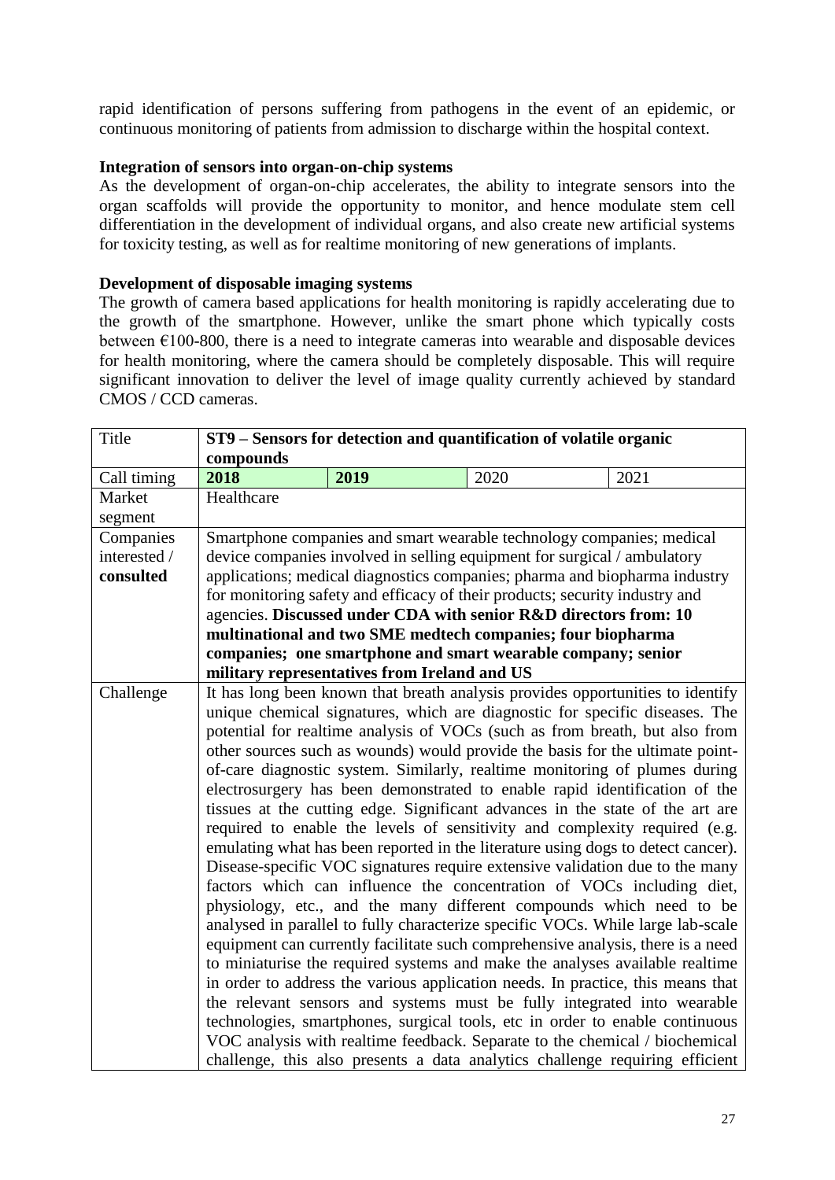rapid identification of persons suffering from pathogens in the event of an epidemic, or continuous monitoring of patients from admission to discharge within the hospital context.

**Integration of sensors into organ-on-chip systems**

As the development of organ-on-chip accelerates, the ability to integrate sensors into the organ scaffolds will provide the opportunity to monitor, and hence modulate stem cell differentiation in the development of individual organs, and also create new artificial systems for toxicity testing, as well as for realtime monitoring of new generations of implants.

**Development of disposable imaging systems**

The growth of camera based applications for health monitoring is rapidly accelerating due to the growth of the smartphone. However, unlike the smart phone which typically costs between €100-800, there is a need to integrate cameras into wearable and disposable devices for health monitoring, where the camera should be completely disposable. This will require significant innovation to deliver the level of image quality currently achieved by standard CMOS / CCD cameras.

| Title | **ST9 – Sensors for detection and quantification of volatile organic compounds** | | | |
|---|---|---|---|---|
| Call timing | **2018** | **2019** | 2020 | 2021 |
| Market segment | Healthcare | | | |
| Companies interested / **consulted** | Smartphone companies and smart wearable technology companies; medical device companies involved in selling equipment for surgical / ambulatory applications; medical diagnostics companies; pharma and biopharma industry for monitoring safety and efficacy of their products; security industry and agencies. **Discussed under CDA with senior R&D directors from: 10 multinational and two SME medtech companies; four biopharma companies; one smartphone and smart wearable company; senior military representatives from Ireland and US** | | | |
| Challenge | It has long been known that breath analysis provides opportunities to identify unique chemical signatures, which are diagnostic for specific diseases. The potential for realtime analysis of VOCs (such as from breath, but also from other sources such as wounds) would provide the basis for the ultimate point-of-care diagnostic system. Similarly, realtime monitoring of plumes during electrosurgery has been demonstrated to enable rapid identification of the tissues at the cutting edge. Significant advances in the state of the art are required to enable the levels of sensitivity and complexity required (e.g. emulating what has been reported in the literature using dogs to detect cancer). Disease-specific VOC signatures require extensive validation due to the many factors which can influence the concentration of VOCs including diet, physiology, etc., and the many different compounds which need to be analysed in parallel to fully characterize specific VOCs. While large lab-scale equipment can currently facilitate such comprehensive analysis, there is a need to miniaturise the required systems and make the analyses available realtime in order to address the various application needs. In practice, this means that the relevant sensors and systems must be fully integrated into wearable technologies, smartphones, surgical tools, etc in order to enable continuous VOC analysis with realtime feedback. Separate to the chemical / biochemical challenge, this also presents a data analytics challenge requiring efficient | | | |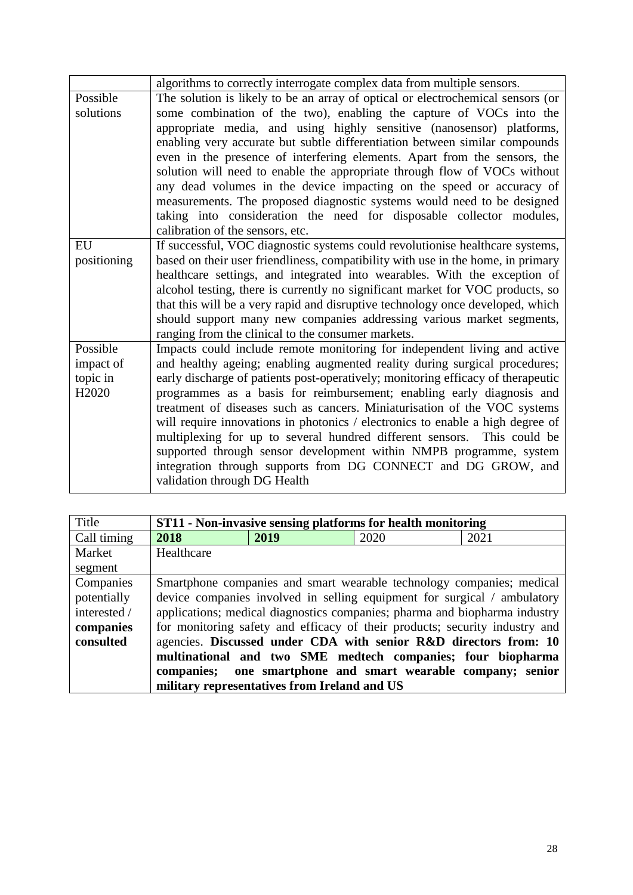| | |
|---|---|
| | algorithms to correctly interrogate complex data from multiple sensors. |
| Possible solutions | The solution is likely to be an array of optical or electrochemical sensors (or some combination of the two), enabling the capture of VOCs into the appropriate media, and using highly sensitive (nanosensor) platforms, enabling very accurate but subtle differentiation between similar compounds even in the presence of interfering elements. Apart from the sensors, the solution will need to enable the appropriate through flow of VOCs without any dead volumes in the device impacting on the speed or accuracy of measurements. The proposed diagnostic systems would need to be designed taking into consideration the need for disposable collector modules, calibration of the sensors, etc. |
| EU positioning | If successful, VOC diagnostic systems could revolutionise healthcare systems, based on their user friendliness, compatibility with use in the home, in primary healthcare settings, and integrated into wearables. With the exception of alcohol testing, there is currently no significant market for VOC products, so that this will be a very rapid and disruptive technology once developed, which should support many new companies addressing various market segments, ranging from the clinical to the consumer markets. |
| Possible impact of topic in H2020 | Impacts could include remote monitoring for independent living and active and healthy ageing; enabling augmented reality during surgical procedures; early discharge of patients post-operatively; monitoring efficacy of therapeutic programmes as a basis for reimbursement; enabling early diagnosis and treatment of diseases such as cancers. Miniaturisation of the VOC systems will require innovations in photonics / electronics to enable a high degree of multiplexing for up to several hundred different sensors. This could be supported through sensor development within NMPB programme, system integration through supports from DG CONNECT and DG GROW, and validation through DG Health |

| Title | **ST11 - Non-invasive sensing platforms for health monitoring** | | | |
|---|---|---|---|---|
| Call timing | **2018** | **2019** | 2020 | 2021 |
| Market segment | Healthcare | | | |
| Companies potentially interested / **companies consulted** | Smartphone companies and smart wearable technology companies; medical device companies involved in selling equipment for surgical / ambulatory applications; medical diagnostics companies; pharma and biopharma industry for monitoring safety and efficacy of their products; security industry and agencies. **Discussed under CDA with senior R&D directors from: 10 multinational and two SME medtech companies; four biopharma companies; one smartphone and smart wearable company; senior military representatives from Ireland and US** | | | |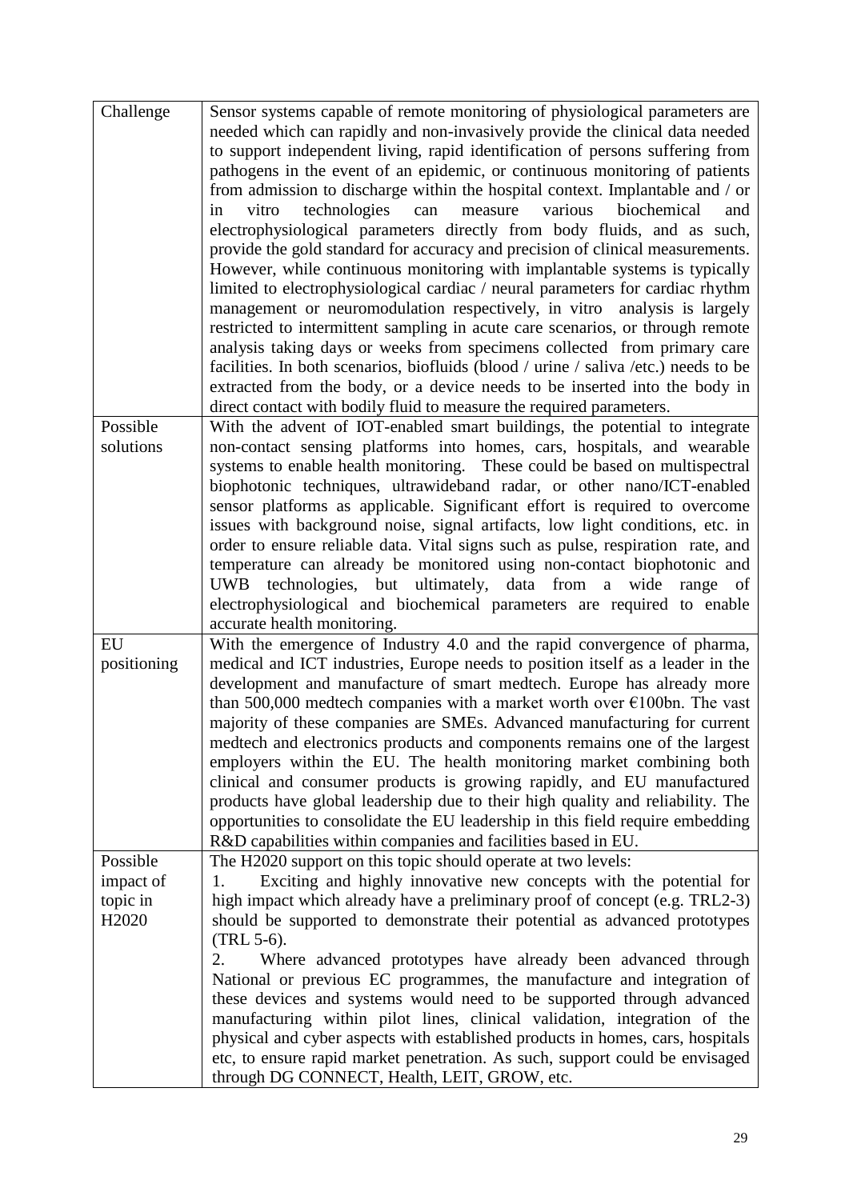| | |
|---|---|
| Challenge | Sensor systems capable of remote monitoring of physiological parameters are needed which can rapidly and non-invasively provide the clinical data needed to support independent living, rapid identification of persons suffering from pathogens in the event of an epidemic, or continuous monitoring of patients from admission to discharge within the hospital context. Implantable and / or in vitro technologies can measure various biochemical and electrophysiological parameters directly from body fluids, and as such, provide the gold standard for accuracy and precision of clinical measurements. However, while continuous monitoring with implantable systems is typically limited to electrophysiological cardiac / neural parameters for cardiac rhythm management or neuromodulation respectively, in vitro analysis is largely restricted to intermittent sampling in acute care scenarios, or through remote analysis taking days or weeks from specimens collected from primary care facilities. In both scenarios, biofluids (blood / urine / saliva /etc.) needs to be extracted from the body, or a device needs to be inserted into the body in direct contact with bodily fluid to measure the required parameters. |
| Possible solutions | With the advent of IOT-enabled smart buildings, the potential to integrate non-contact sensing platforms into homes, cars, hospitals, and wearable systems to enable health monitoring. These could be based on multispectral biophotonic techniques, ultrawideband radar, or other nano/ICT-enabled sensor platforms as applicable. Significant effort is required to overcome issues with background noise, signal artifacts, low light conditions, etc. in order to ensure reliable data. Vital signs such as pulse, respiration rate, and temperature can already be monitored using non-contact biophotonic and UWB technologies, but ultimately, data from a wide range of electrophysiological and biochemical parameters are required to enable accurate health monitoring. |
| EU positioning | With the emergence of Industry 4.0 and the rapid convergence of pharma, medical and ICT industries, Europe needs to position itself as a leader in the development and manufacture of smart medtech. Europe has already more than 500,000 medtech companies with a market worth over €100bn. The vast majority of these companies are SMEs. Advanced manufacturing for current medtech and electronics products and components remains one of the largest employers within the EU. The health monitoring market combining both clinical and consumer products is growing rapidly, and EU manufactured products have global leadership due to their high quality and reliability. The opportunities to consolidate the EU leadership in this field require embedding R&D capabilities within companies and facilities based in EU. |
| Possible impact of topic in H2020 | The H2020 support on this topic should operate at two levels:<br>1. Exciting and highly innovative new concepts with the potential for high impact which already have a preliminary proof of concept (e.g. TRL2-3) should be supported to demonstrate their potential as advanced prototypes (TRL 5-6).<br>2. Where advanced prototypes have already been advanced through National or previous EC programmes, the manufacture and integration of these devices and systems would need to be supported through advanced manufacturing within pilot lines, clinical validation, integration of the physical and cyber aspects with established products in homes, cars, hospitals etc, to ensure rapid market penetration. As such, support could be envisaged through DG CONNECT, Health, LEIT, GROW, etc. |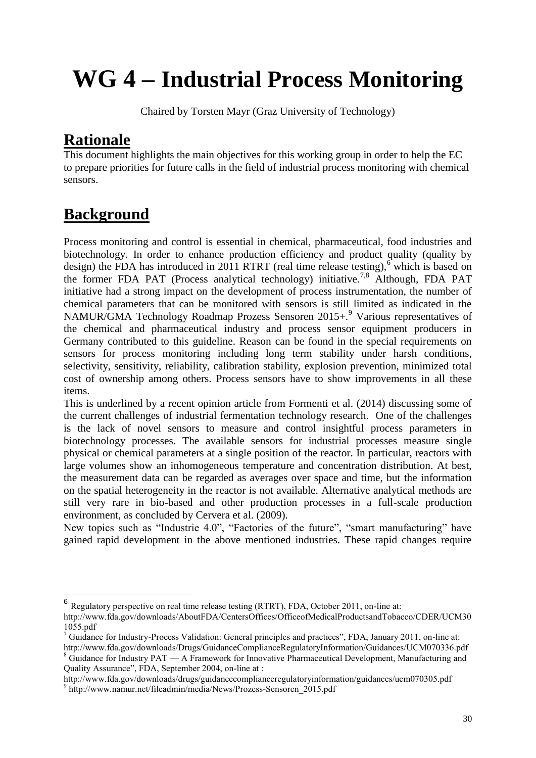# WG 4 – Industrial Process Monitoring

Chaired by Torsten Mayr (Graz University of Technology)

## Rationale

This document highlights the main objectives for this working group in order to help the EC to prepare priorities for future calls in the field of industrial process monitoring with chemical sensors.

## Background

Process monitoring and control is essential in chemical, pharmaceutical, food industries and biotechnology. In order to enhance production efficiency and product quality (quality by design) the FDA has introduced in 2011 RTRT (real time release testing),[6] which is based on the former FDA PAT (Process analytical technology) initiative.[7,8] Although, FDA PAT initiative had a strong impact on the development of process instrumentation, the number of chemical parameters that can be monitored with sensors is still limited as indicated in the NAMUR/GMA Technology Roadmap Prozess Sensoren 2015+.[9] Various representatives of the chemical and pharmaceutical industry and process sensor equipment producers in Germany contributed to this guideline. Reason can be found in the special requirements on sensors for process monitoring including long term stability under harsh conditions, selectivity, sensitivity, reliability, calibration stability, explosion prevention, minimized total cost of ownership among others. Process sensors have to show improvements in all these items.

This is underlined by a recent opinion article from Formenti et al. (2014) discussing some of the current challenges of industrial fermentation technology research. One of the challenges is the lack of novel sensors to measure and control insightful process parameters in biotechnology processes. The available sensors for industrial processes measure single physical or chemical parameters at a single position of the reactor. In particular, reactors with large volumes show an inhomogeneous temperature and concentration distribution. At best, the measurement data can be regarded as averages over space and time, but the information on the spatial heterogeneity in the reactor is not available. Alternative analytical methods are still very rare in bio-based and other production processes in a full-scale production environment, as concluded by Cervera et al. (2009).

New topics such as "Industrie 4.0", "Factories of the future", "smart manufacturing" have gained rapid development in the above mentioned industries. These rapid changes require

---

[6] Regulatory perspective on real time release testing (RTRT), FDA, October 2011, on-line at: http://www.fda.gov/downloads/AboutFDA/CentersOffices/OfficeofMedicalProductsandTobacco/CDER/UCM301055.pdf

[7] Guidance for Industry-Process Validation: General principles and practices", FDA, January 2011, on-line at: http://www.fda.gov/downloads/Drugs/GuidanceComplianceRegulatoryInformation/Guidances/UCM070336.pdf

[8] Guidance for Industry PAT — A Framework for Innovative Pharmaceutical Development, Manufacturing and Quality Assurance", FDA, September 2004, on-line at : http://www.fda.gov/downloads/drugs/guidancecomplianceregulatoryinformation/guidances/ucm070305.pdf

[9] http://www.namur.net/fileadmin/media/News/Prozess-Sensoren_2015.pdf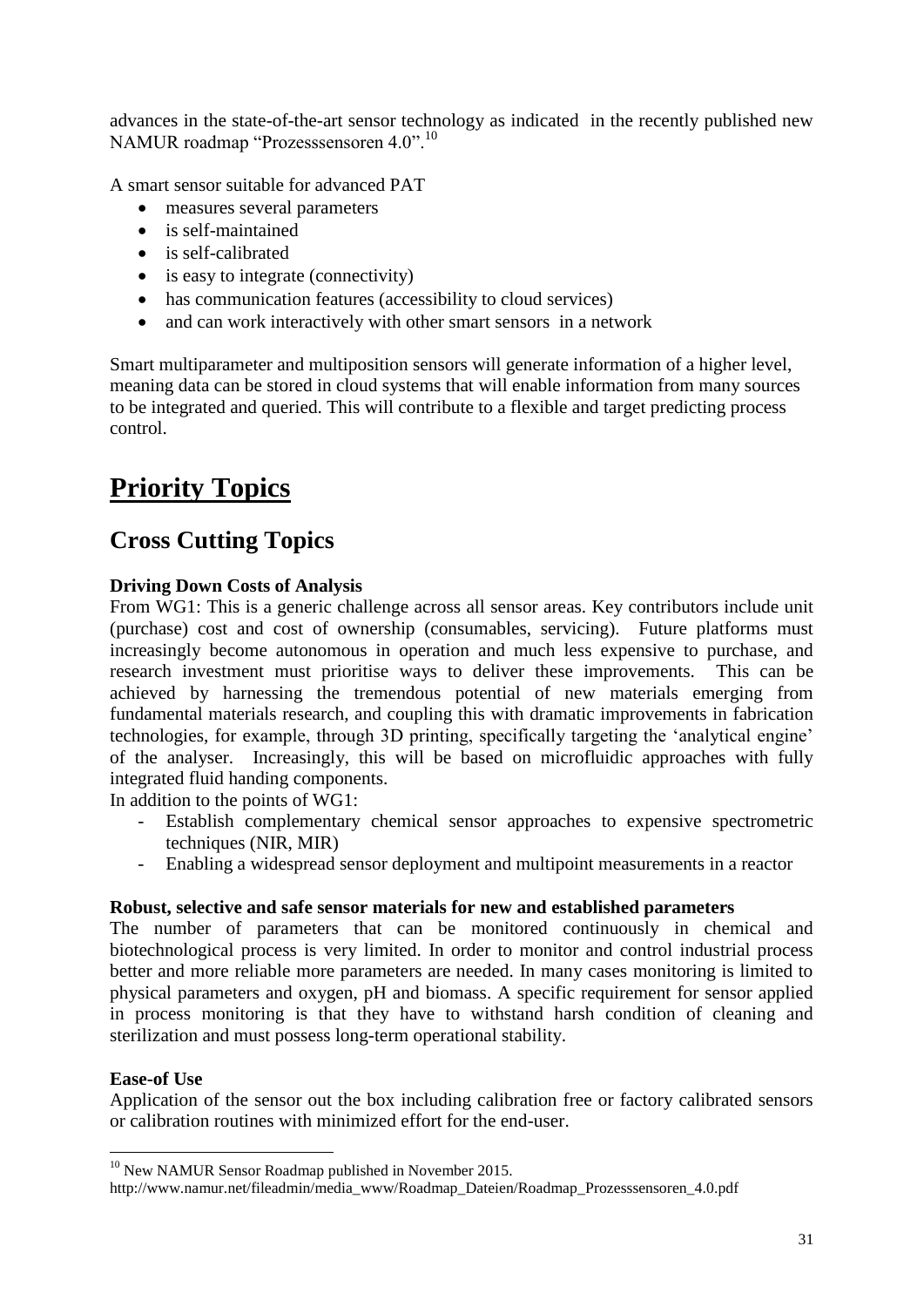advances in the state-of-the-art sensor technology as indicated in the recently published new NAMUR roadmap "Prozesssensoren 4.0".[10]

A smart sensor suitable for advanced PAT

- measures several parameters
- is self-maintained
- is self-calibrated
- is easy to integrate (connectivity)
- has communication features (accessibility to cloud services)
- and can work interactively with other smart sensors in a network

Smart multiparameter and multiposition sensors will generate information of a higher level, meaning data can be stored in cloud systems that will enable information from many sources to be integrated and queried. This will contribute to a flexible and target predicting process control.

# Priority Topics

## Cross Cutting Topics

**Driving Down Costs of Analysis**

From WG1: This is a generic challenge across all sensor areas. Key contributors include unit (purchase) cost and cost of ownership (consumables, servicing). Future platforms must increasingly become autonomous in operation and much less expensive to purchase, and research investment must prioritise ways to deliver these improvements. This can be achieved by harnessing the tremendous potential of new materials emerging from fundamental materials research, and coupling this with dramatic improvements in fabrication technologies, for example, through 3D printing, specifically targeting the 'analytical engine' of the analyser. Increasingly, this will be based on microfluidic approaches with fully integrated fluid handing components.

In addition to the points of WG1:

- Establish complementary chemical sensor approaches to expensive spectrometric techniques (NIR, MIR)
- Enabling a widespread sensor deployment and multipoint measurements in a reactor

**Robust, selective and safe sensor materials for new and established parameters**

The number of parameters that can be monitored continuously in chemical and biotechnological process is very limited. In order to monitor and control industrial process better and more reliable more parameters are needed. In many cases monitoring is limited to physical parameters and oxygen, pH and biomass. A specific requirement for sensor applied in process monitoring is that they have to withstand harsh condition of cleaning and sterilization and must possess long-term operational stability.

**Ease-of Use**

Application of the sensor out the box including calibration free or factory calibrated sensors or calibration routines with minimized effort for the end-user.

[10] New NAMUR Sensor Roadmap published in November 2015.
http://www.namur.net/fileadmin/media_www/Roadmap_Dateien/Roadmap_Prozesssensoren_4.0.pdf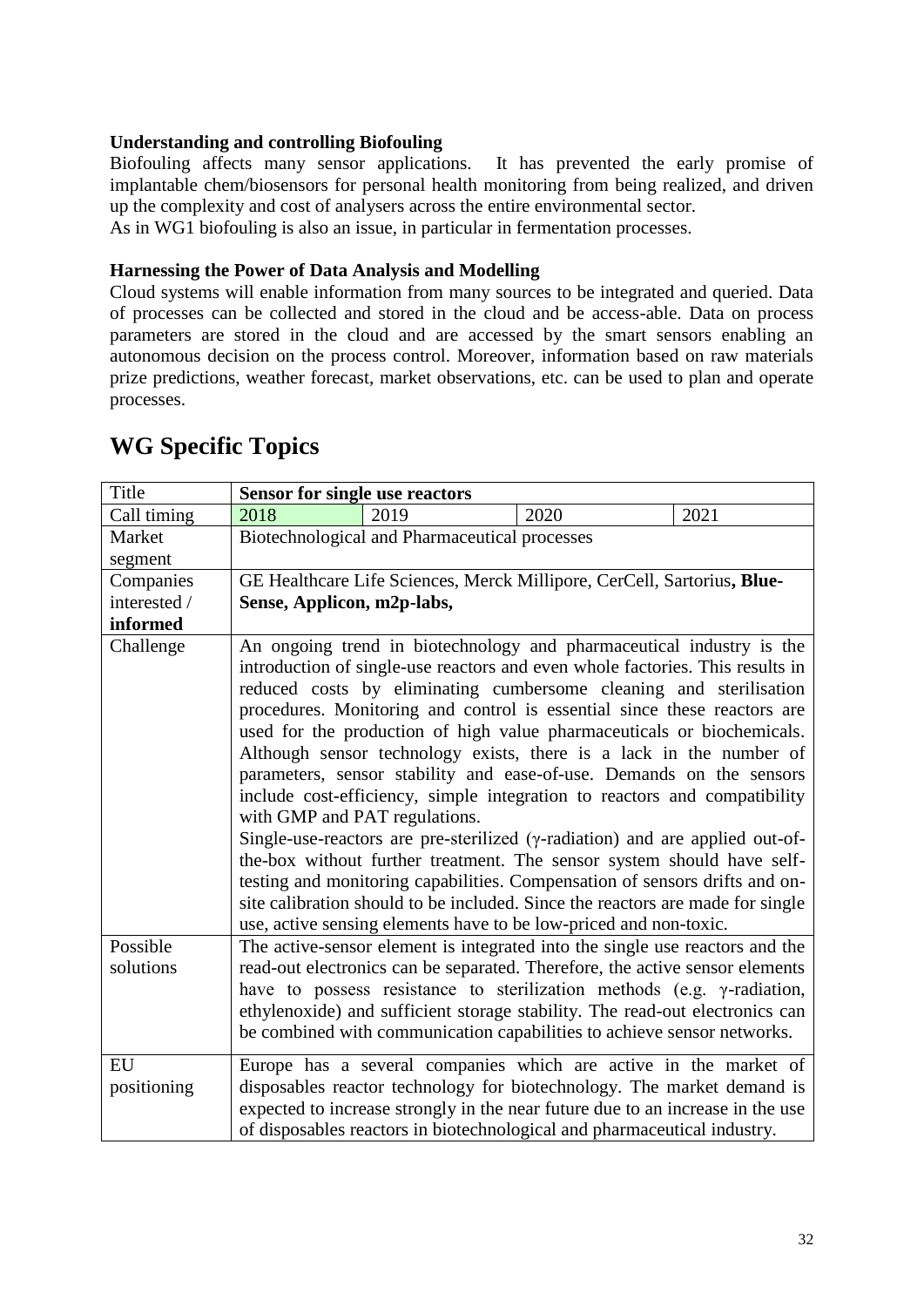**Understanding and controlling Biofouling**

Biofouling affects many sensor applications. It has prevented the early promise of implantable chem/biosensors for personal health monitoring from being realized, and driven up the complexity and cost of analysers across the entire environmental sector.
As in WG1 biofouling is also an issue, in particular in fermentation processes.

**Harnessing the Power of Data Analysis and Modelling**

Cloud systems will enable information from many sources to be integrated and queried. Data of processes can be collected and stored in the cloud and be access-able. Data on process parameters are stored in the cloud and are accessed by the smart sensors enabling an autonomous decision on the process control. Moreover, information based on raw materials prize predictions, weather forecast, market observations, etc. can be used to plan and operate processes.

# WG Specific Topics

| Title | **Sensor for single use reactors** | | | |
|---|---|---|---|---|
| Call timing | 2018 | 2019 | 2020 | 2021 |
| Market segment | Biotechnological and Pharmaceutical processes | | | |
| Companies interested / **informed** | GE Healthcare Life Sciences, Merck Millipore, CerCell, Sartorius**, Blue-Sense, Applicon, m2p-labs,** | | | |
| Challenge | An ongoing trend in biotechnology and pharmaceutical industry is the introduction of single-use reactors and even whole factories. This results in reduced costs by eliminating cumbersome cleaning and sterilisation procedures. Monitoring and control is essential since these reactors are used for the production of high value pharmaceuticals or biochemicals. Although sensor technology exists, there is a lack in the number of parameters, sensor stability and ease-of-use. Demands on the sensors include cost-efficiency, simple integration to reactors and compatibility with GMP and PAT regulations. Single-use-reactors are pre-sterilized (γ-radiation) and are applied out-of-the-box without further treatment. The sensor system should have self-testing and monitoring capabilities. Compensation of sensors drifts and on-site calibration should to be included. Since the reactors are made for single use, active sensing elements have to be low-priced and non-toxic. | | | |
| Possible solutions | The active-sensor element is integrated into the single use reactors and the read-out electronics can be separated. Therefore, the active sensor elements have to possess resistance to sterilization methods (e.g. γ-radiation, ethylenoxide) and sufficient storage stability. The read-out electronics can be combined with communication capabilities to achieve sensor networks. | | | |
| EU positioning | Europe has a several companies which are active in the market of disposables reactor technology for biotechnology. The market demand is expected to increase strongly in the near future due to an increase in the use of disposables reactors in biotechnological and pharmaceutical industry. | | | |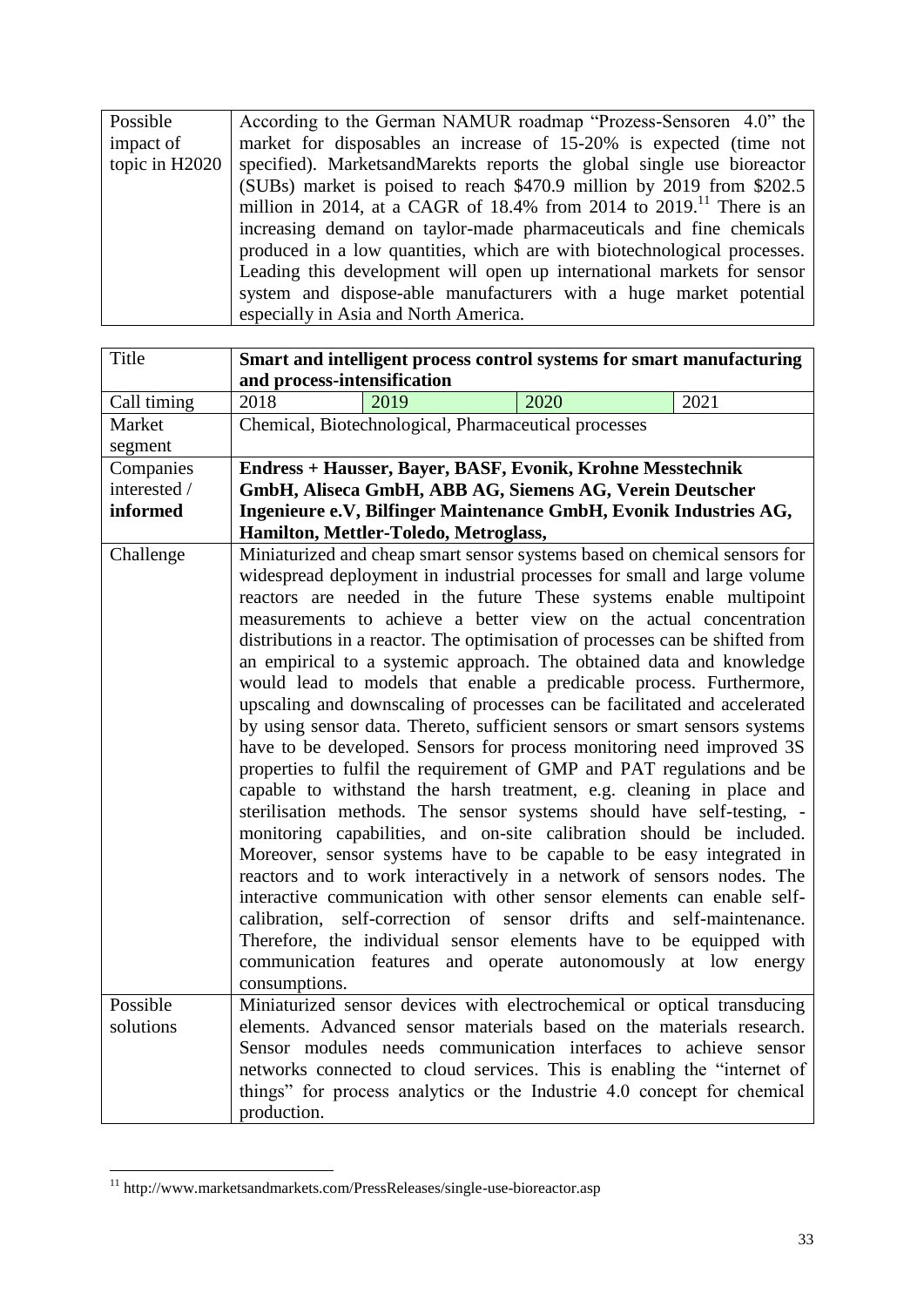| Possible impact of topic in H2020 | According to the German NAMUR roadmap "Prozess-Sensoren 4.0" the market for disposables an increase of 15-20% is expected (time not specified). MarketsandMarekts reports the global single use bioreactor (SUBs) market is poised to reach \$470.9 million by 2019 from \$202.5 million in 2014, at a CAGR of 18.4% from 2014 to 2019.[11] There is an increasing demand on taylor-made pharmaceuticals and fine chemicals produced in a low quantities, which are with biotechnological processes. Leading this development will open up international markets for sensor system and dispose-able manufacturers with a huge market potential especially in Asia and North America. |
|---|---|

| Title | **Smart and intelligent process control systems for smart manufacturing and process-intensification** | | | |
|---|---|---|---|---|
| Call timing | 2018 | 2019 | 2020 | 2021 |
| Market segment | Chemical, Biotechnological, Pharmaceutical processes | | | |
| Companies interested / **informed** | **Endress + Hausser, Bayer, BASF, Evonik, Krohne Messtechnik GmbH, Aliseca GmbH, ABB AG, Siemens AG, Verein Deutscher Ingenieure e.V, Bilfinger Maintenance GmbH, Evonik Industries AG, Hamilton, Mettler-Toledo, Metroglass,** | | | |
| Challenge | Miniaturized and cheap smart sensor systems based on chemical sensors for widespread deployment in industrial processes for small and large volume reactors are needed in the future These systems enable multipoint measurements to achieve a better view on the actual concentration distributions in a reactor. The optimisation of processes can be shifted from an empirical to a systemic approach. The obtained data and knowledge would lead to models that enable a predicable process. Furthermore, upscaling and downscaling of processes can be facilitated and accelerated by using sensor data. Thereto, sufficient sensors or smart sensors systems have to be developed. Sensors for process monitoring need improved 3S properties to fulfil the requirement of GMP and PAT regulations and be capable to withstand the harsh treatment, e.g. cleaning in place and sterilisation methods. The sensor systems should have self-testing, -monitoring capabilities, and on-site calibration should be included. Moreover, sensor systems have to be capable to be easy integrated in reactors and to work interactively in a network of sensors nodes. The interactive communication with other sensor elements can enable self-calibration, self-correction of sensor drifts and self-maintenance. Therefore, the individual sensor elements have to be equipped with communication features and operate autonomously at low energy consumptions. | | | |
| Possible solutions | Miniaturized sensor devices with electrochemical or optical transducing elements. Advanced sensor materials based on the materials research. Sensor modules needs communication interfaces to achieve sensor networks connected to cloud services. This is enabling the "internet of things" for process analytics or the Industrie 4.0 concept for chemical production. | | | |

[11] http://www.marketsandmarkets.com/PressReleases/single-use-bioreactor.asp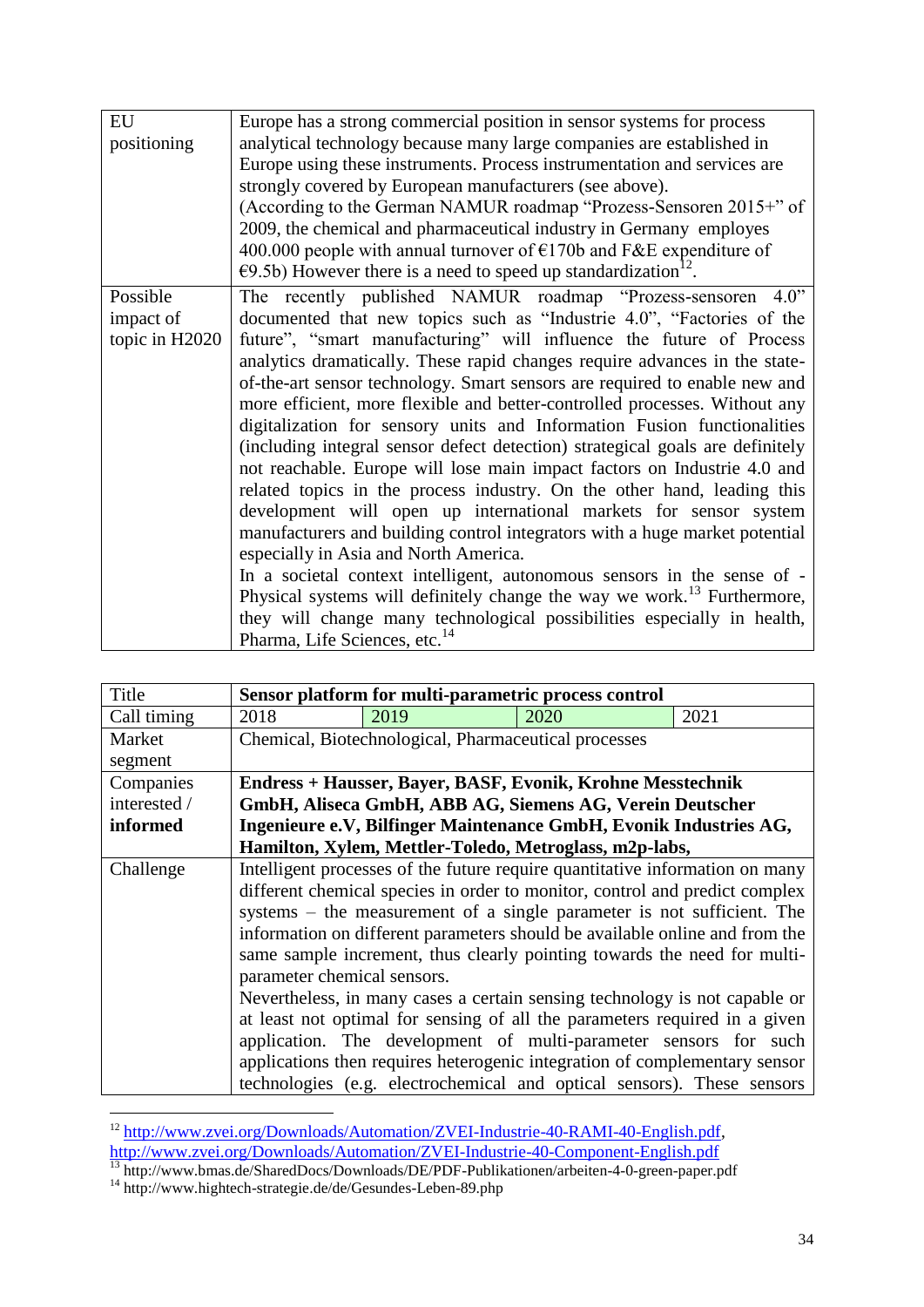| | |
|---|---|
| EU positioning | Europe has a strong commercial position in sensor systems for process analytical technology because many large companies are established in Europe using these instruments. Process instrumentation and services are strongly covered by European manufacturers (see above).<br>(According to the German NAMUR roadmap "Prozess-Sensoren 2015+" of 2009, the chemical and pharmaceutical industry in Germany employs 400.000 people with annual turnover of €170b and F&E expenditure of €9.5b) However there is a need to speed up standardization[12]. |
| Possible impact of topic in H2020 | The recently published NAMUR roadmap "Prozess-sensoren 4.0" documented that new topics such as "Industrie 4.0", "Factories of the future", "smart manufacturing" will influence the future of Process analytics dramatically. These rapid changes require advances in the state-of-the-art sensor technology. Smart sensors are required to enable new and more efficient, more flexible and better-controlled processes. Without any digitalization for sensory units and Information Fusion functionalities (including integral sensor defect detection) strategical goals are definitely not reachable. Europe will lose main impact factors on Industrie 4.0 and related topics in the process industry. On the other hand, leading this development will open up international markets for sensor system manufacturers and building control integrators with a huge market potential especially in Asia and North America.<br>In a societal context intelligent, autonomous sensors in the sense of -Physical systems will definitely change the way we work.[13] Furthermore, they will change many technological possibilities especially in health, Pharma, Life Sciences, etc.[14] |

| Title | **Sensor platform for multi-parametric process control** | | | |
|---|---|---|---|---|
| Call timing | 2018 | 2019 | 2020 | 2021 |
| Market segment | Chemical, Biotechnological, Pharmaceutical processes | | | |
| Companies interested / **informed** | **Endress + Hausser, Bayer, BASF, Evonik, Krohne Messtechnik GmbH, Aliseca GmbH, ABB AG, Siemens AG, Verein Deutscher Ingenieure e.V, Bilfinger Maintenance GmbH, Evonik Industries AG, Hamilton, Xylem, Mettler-Toledo, Metroglass, m2p-labs,** | | | |
| Challenge | Intelligent processes of the future require quantitative information on many different chemical species in order to monitor, control and predict complex systems – the measurement of a single parameter is not sufficient. The information on different parameters should be available online and from the same sample increment, thus clearly pointing towards the need for multi-parameter chemical sensors.<br>Nevertheless, in many cases a certain sensing technology is not capable or at least not optimal for sensing of all the parameters required in a given application. The development of multi-parameter sensors for such applications then requires heterogenic integration of complementary sensor technologies (e.g. electrochemical and optical sensors). These sensors | | | |

[12] http://www.zvei.org/Downloads/Automation/ZVEI-Industrie-40-RAMI-40-English.pdf, http://www.zvei.org/Downloads/Automation/ZVEI-Industrie-40-Component-English.pdf

[13] http://www.bmas.de/SharedDocs/Downloads/DE/PDF-Publikationen/arbeiten-4-0-green-paper.pdf

[14] http://www.hightech-strategie.de/de/Gesundes-Leben-89.php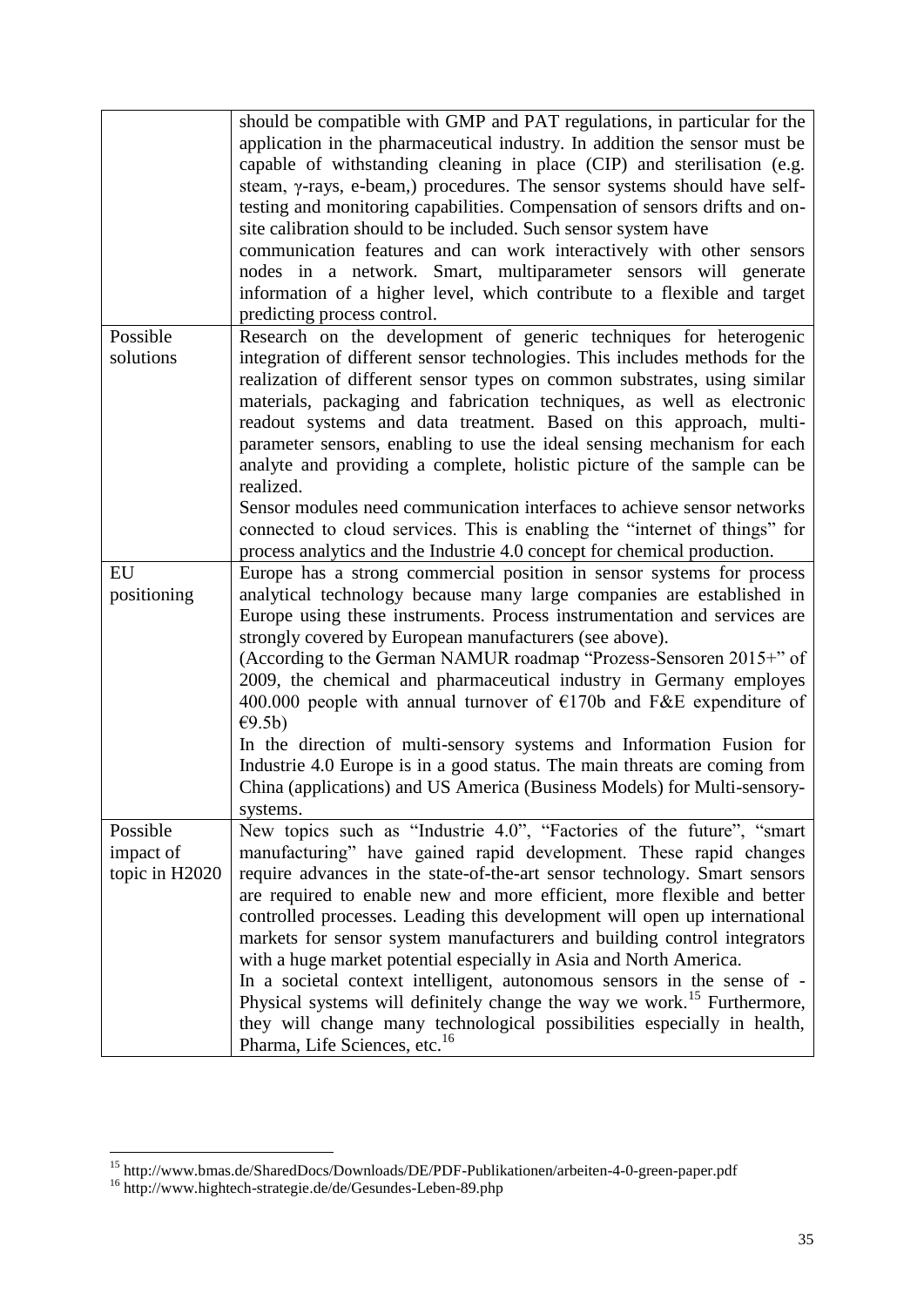| | |
|---|---|
| | should be compatible with GMP and PAT regulations, in particular for the application in the pharmaceutical industry. In addition the sensor must be capable of withstanding cleaning in place (CIP) and sterilisation (e.g. steam, γ-rays, e-beam,) procedures. The sensor systems should have self-testing and monitoring capabilities. Compensation of sensors drifts and on-site calibration should to be included. Such sensor system have communication features and can work interactively with other sensors nodes in a network. Smart, multiparameter sensors will generate information of a higher level, which contribute to a flexible and target predicting process control. |
| Possible solutions | Research on the development of generic techniques for heterogenic integration of different sensor technologies. This includes methods for the realization of different sensor types on common substrates, using similar materials, packaging and fabrication techniques, as well as electronic readout systems and data treatment. Based on this approach, multi-parameter sensors, enabling to use the ideal sensing mechanism for each analyte and providing a complete, holistic picture of the sample can be realized.<br>Sensor modules need communication interfaces to achieve sensor networks connected to cloud services. This is enabling the "internet of things" for process analytics and the Industrie 4.0 concept for chemical production. |
| EU positioning | Europe has a strong commercial position in sensor systems for process analytical technology because many large companies are established in Europe using these instruments. Process instrumentation and services are strongly covered by European manufacturers (see above).<br>(According to the German NAMUR roadmap "Prozess-Sensoren 2015+" of 2009, the chemical and pharmaceutical industry in Germany employes 400.000 people with annual turnover of €170b and F&E expenditure of €9.5b)<br>In the direction of multi-sensory systems and Information Fusion for Industrie 4.0 Europe is in a good status. The main threats are coming from China (applications) and US America (Business Models) for Multi-sensory-systems. |
| Possible impact of topic in H2020 | New topics such as "Industrie 4.0", "Factories of the future", "smart manufacturing" have gained rapid development. These rapid changes require advances in the state-of-the-art sensor technology. Smart sensors are required to enable new and more efficient, more flexible and better controlled processes. Leading this development will open up international markets for sensor system manufacturers and building control integrators with a huge market potential especially in Asia and North America.<br>In a societal context intelligent, autonomous sensors in the sense of -Physical systems will definitely change the way we work.[15] Furthermore, they will change many technological possibilities especially in health, Pharma, Life Sciences, etc.[16] |

[15] http://www.bmas.de/SharedDocs/Downloads/DE/PDF-Publikationen/arbeiten-4-0-green-paper.pdf

[16] http://www.hightech-strategie.de/de/Gesundes-Leben-89.php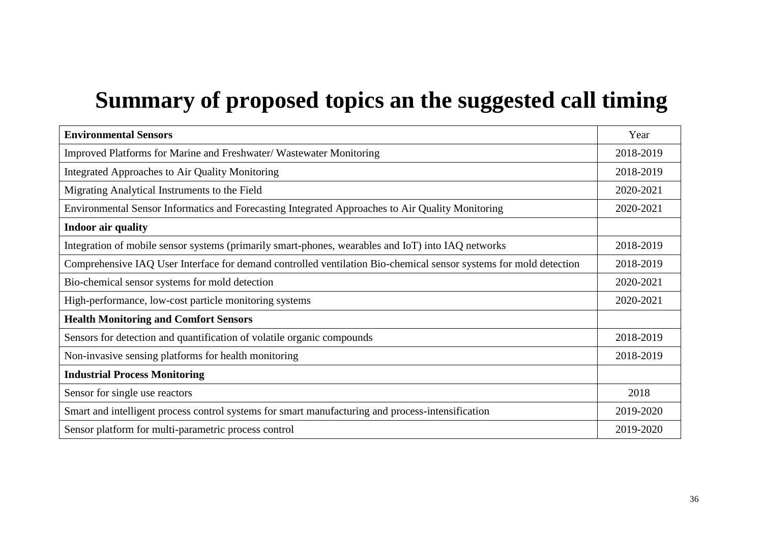# Summary of proposed topics an the suggested call timing

| **Environmental Sensors** | Year |
|---|---|
| Improved Platforms for Marine and Freshwater/ Wastewater Monitoring | 2018-2019 |
| Integrated Approaches to Air Quality Monitoring | 2018-2019 |
| Migrating Analytical Instruments to the Field | 2020-2021 |
| Environmental Sensor Informatics and Forecasting Integrated Approaches to Air Quality Monitoring | 2020-2021 |
| **Indoor air quality** | |
| Integration of mobile sensor systems (primarily smart-phones, wearables and IoT) into IAQ networks | 2018-2019 |
| Comprehensive IAQ User Interface for demand controlled ventilation Bio-chemical sensor systems for mold detection | 2018-2019 |
| Bio-chemical sensor systems for mold detection | 2020-2021 |
| High-performance, low-cost particle monitoring systems | 2020-2021 |
| **Health Monitoring and Comfort Sensors** | |
| Sensors for detection and quantification of volatile organic compounds | 2018-2019 |
| Non-invasive sensing platforms for health monitoring | 2018-2019 |
| **Industrial Process Monitoring** | |
| Sensor for single use reactors | 2018 |
| Smart and intelligent process control systems for smart manufacturing and process-intensification | 2019-2020 |
| Sensor platform for multi-parametric process control | 2019-2020 |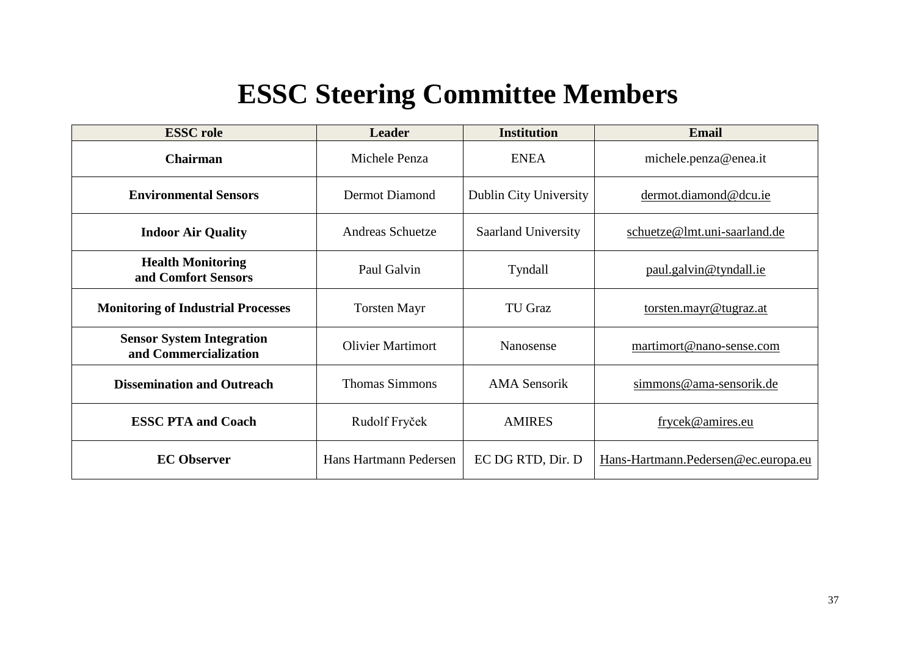# ESSC Steering Committee Members

| ESSC role | Leader | Institution | Email |
|---|---|---|---|
| **Chairman** | Michele Penza | ENEA | michele.penza@enea.it |
| **Environmental Sensors** | Dermot Diamond | Dublin City University | dermot.diamond@dcu.ie |
| **Indoor Air Quality** | Andreas Schuetze | Saarland University | schuetze@lmt.uni-saarland.de |
| **Health Monitoring and Comfort Sensors** | Paul Galvin | Tyndall | paul.galvin@tyndall.ie |
| **Monitoring of Industrial Processes** | Torsten Mayr | TU Graz | torsten.mayr@tugraz.at |
| **Sensor System Integration and Commercialization** | Olivier Martimort | Nanosense | martimort@nano-sense.com |
| **Dissemination and Outreach** | Thomas Simmons | AMA Sensorik | simmons@ama-sensorik.de |
| **ESSC PTA and Coach** | Rudolf Fryček | AMIRES | frycek@amires.eu |
| **EC Observer** | Hans Hartmann Pedersen | EC DG RTD, Dir. D | Hans-Hartmann.Pedersen@ec.europa.eu |